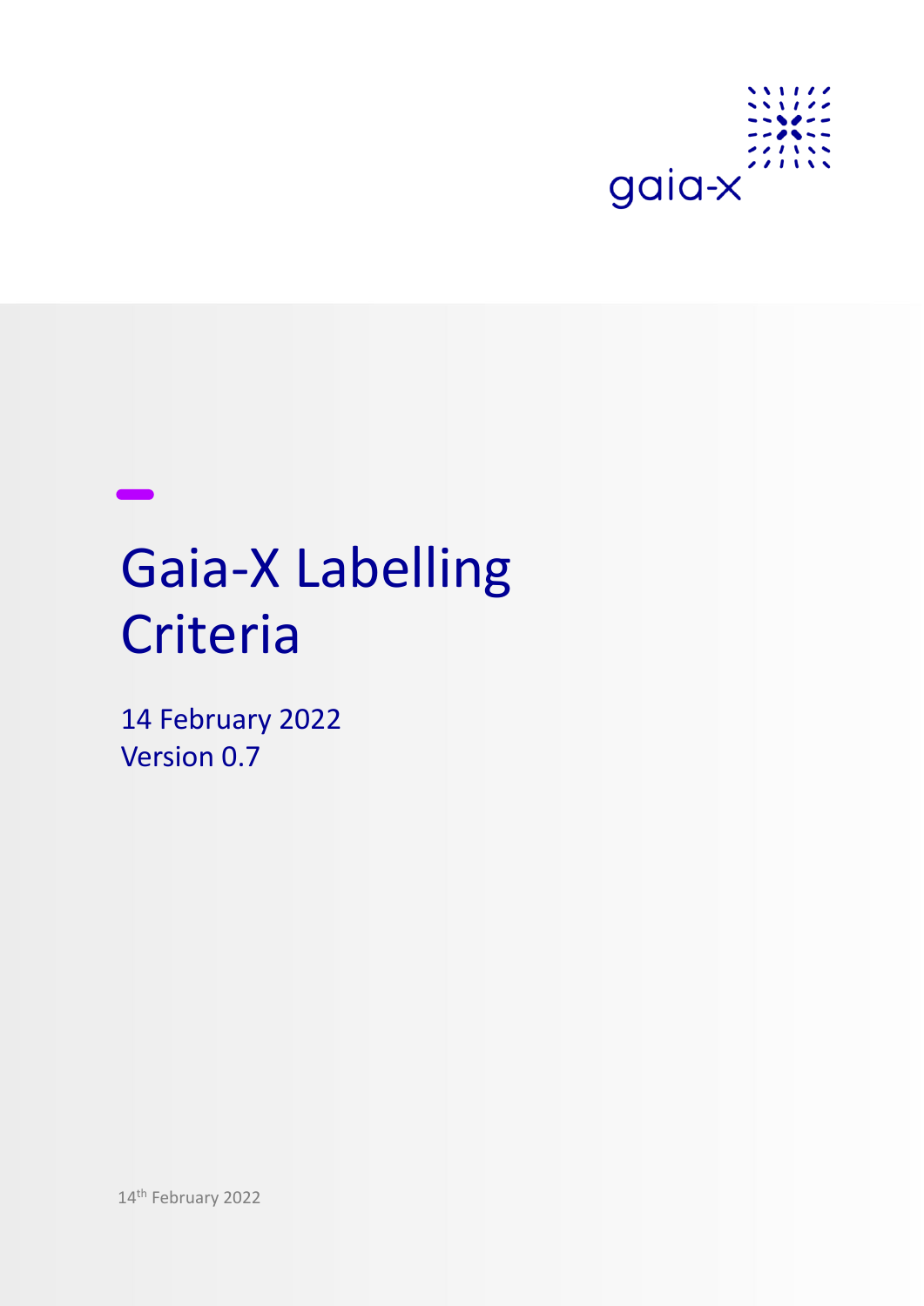gaia-x

# Gaia-X Labelling Criteria

14 February 2022
Version 0.7

14th February 2022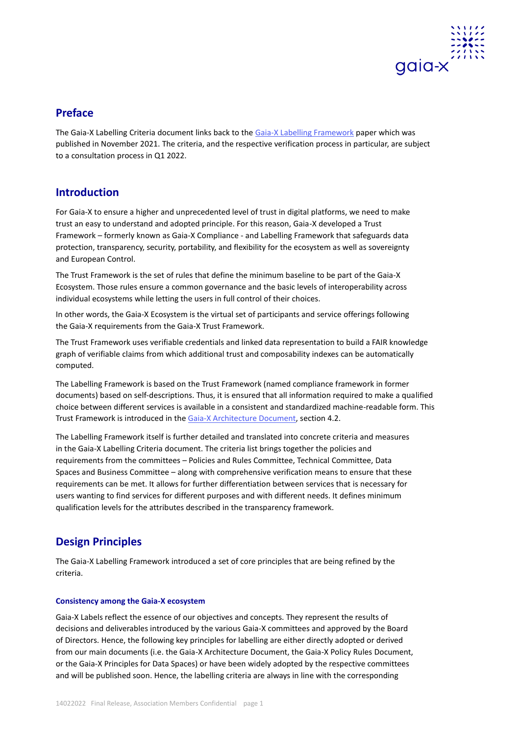## Preface

The Gaia-X Labelling Criteria document links back to the [Gaia-X Labelling Framework](Gaia-X Labelling Framework) paper which was published in November 2021. The criteria, and the respective verification process in particular, are subject to a consultation process in Q1 2022.

## Introduction

For Gaia-X to ensure a higher and unprecedented level of trust in digital platforms, we need to make trust an easy to understand and adopted principle. For this reason, Gaia-X developed a Trust Framework – formerly known as Gaia-X Compliance - and Labelling Framework that safeguards data protection, transparency, security, portability, and flexibility for the ecosystem as well as sovereignty and European Control.

The Trust Framework is the set of rules that define the minimum baseline to be part of the Gaia-X Ecosystem. Those rules ensure a common governance and the basic levels of interoperability across individual ecosystems while letting the users in full control of their choices.

In other words, the Gaia-X Ecosystem is the virtual set of participants and service offerings following the Gaia-X requirements from the Gaia-X Trust Framework.

The Trust Framework uses verifiable credentials and linked data representation to build a FAIR knowledge graph of verifiable claims from which additional trust and composability indexes can be automatically computed.

The Labelling Framework is based on the Trust Framework (named compliance framework in former documents) based on self-descriptions. Thus, it is ensured that all information required to make a qualified choice between different services is available in a consistent and standardized machine-readable form. This Trust Framework is introduced in the [Gaia-X Architecture Document](Gaia-X Architecture Document), section 4.2.

The Labelling Framework itself is further detailed and translated into concrete criteria and measures in the Gaia-X Labelling Criteria document. The criteria list brings together the policies and requirements from the committees – Policies and Rules Committee, Technical Committee, Data Spaces and Business Committee – along with comprehensive verification means to ensure that these requirements can be met. It allows for further differentiation between services that is necessary for users wanting to find services for different purposes and with different needs. It defines minimum qualification levels for the attributes described in the transparency framework.

## Design Principles

The Gaia-X Labelling Framework introduced a set of core principles that are being refined by the criteria.

#### Consistency among the Gaia-X ecosystem

Gaia-X Labels reflect the essence of our objectives and concepts. They represent the results of decisions and deliverables introduced by the various Gaia-X committees and approved by the Board of Directors. Hence, the following key principles for labelling are either directly adopted or derived from our main documents (i.e. the Gaia-X Architecture Document, the Gaia-X Policy Rules Document, or the Gaia-X Principles for Data Spaces) or have been widely adopted by the respective committees and will be published soon. Hence, the labelling criteria are always in line with the corresponding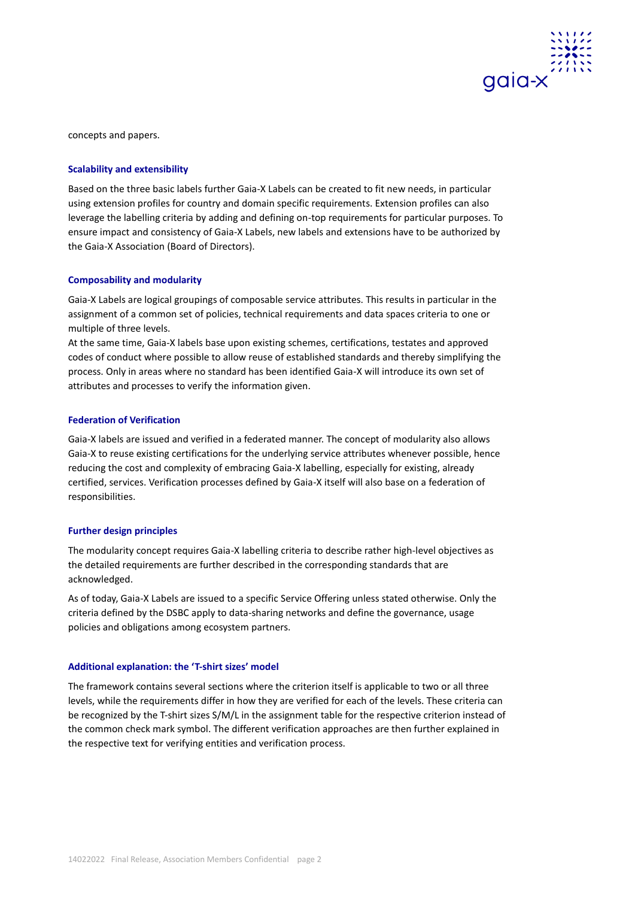concepts and papers.

### Scalability and extensibility

Based on the three basic labels further Gaia-X Labels can be created to fit new needs, in particular using extension profiles for country and domain specific requirements. Extension profiles can also leverage the labelling criteria by adding and defining on-top requirements for particular purposes. To ensure impact and consistency of Gaia-X Labels, new labels and extensions have to be authorized by the Gaia-X Association (Board of Directors).

### Composability and modularity

Gaia-X Labels are logical groupings of composable service attributes. This results in particular in the assignment of a common set of policies, technical requirements and data spaces criteria to one or multiple of three levels.

At the same time, Gaia-X labels base upon existing schemes, certifications, testates and approved codes of conduct where possible to allow reuse of established standards and thereby simplifying the process. Only in areas where no standard has been identified Gaia-X will introduce its own set of attributes and processes to verify the information given.

### Federation of Verification

Gaia-X labels are issued and verified in a federated manner. The concept of modularity also allows Gaia-X to reuse existing certifications for the underlying service attributes whenever possible, hence reducing the cost and complexity of embracing Gaia-X labelling, especially for existing, already certified, services. Verification processes defined by Gaia-X itself will also base on a federation of responsibilities.

### Further design principles

The modularity concept requires Gaia-X labelling criteria to describe rather high-level objectives as the detailed requirements are further described in the corresponding standards that are acknowledged.

As of today, Gaia-X Labels are issued to a specific Service Offering unless stated otherwise. Only the criteria defined by the DSBC apply to data-sharing networks and define the governance, usage policies and obligations among ecosystem partners.

### Additional explanation: the 'T-shirt sizes' model

The framework contains several sections where the criterion itself is applicable to two or all three levels, while the requirements differ in how they are verified for each of the levels. These criteria can be recognized by the T-shirt sizes S/M/L in the assignment table for the respective criterion instead of the common check mark symbol. The different verification approaches are then further explained in the respective text for verifying entities and verification process.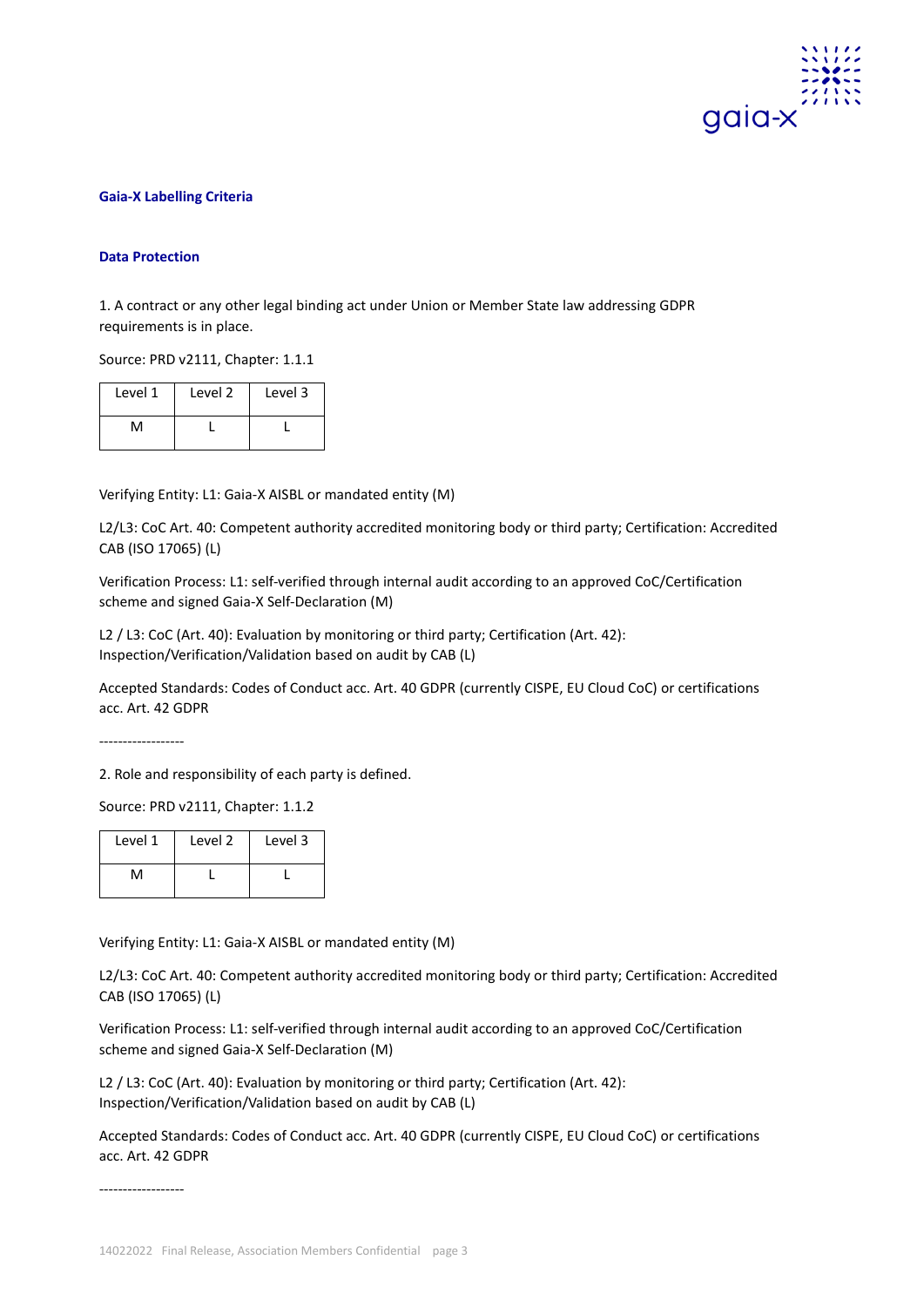## Gaia-X Labelling Criteria

### Data Protection

1. A contract or any other legal binding act under Union or Member State law addressing GDPR requirements is in place.

Source: PRD v2111, Chapter: 1.1.1

| Level 1 | Level 2 | Level 3 |
|---|---|---|
| M | L | L |

Verifying Entity: L1: Gaia-X AISBL or mandated entity (M)

L2/L3: CoC Art. 40: Competent authority accredited monitoring body or third party; Certification: Accredited CAB (ISO 17065) (L)

Verification Process: L1: self-verified through internal audit according to an approved CoC/Certification scheme and signed Gaia-X Self-Declaration (M)

L2 / L3: CoC (Art. 40): Evaluation by monitoring or third party; Certification (Art. 42): Inspection/Verification/Validation based on audit by CAB (L)

Accepted Standards: Codes of Conduct acc. Art. 40 GDPR (currently CISPE, EU Cloud CoC) or certifications acc. Art. 42 GDPR

------------------

2. Role and responsibility of each party is defined.

Source: PRD v2111, Chapter: 1.1.2

| Level 1 | Level 2 | Level 3 |
|---|---|---|
| M | L | L |

Verifying Entity: L1: Gaia-X AISBL or mandated entity (M)

L2/L3: CoC Art. 40: Competent authority accredited monitoring body or third party; Certification: Accredited CAB (ISO 17065) (L)

Verification Process: L1: self-verified through internal audit according to an approved CoC/Certification scheme and signed Gaia-X Self-Declaration (M)

L2 / L3: CoC (Art. 40): Evaluation by monitoring or third party; Certification (Art. 42): Inspection/Verification/Validation based on audit by CAB (L)

Accepted Standards: Codes of Conduct acc. Art. 40 GDPR (currently CISPE, EU Cloud CoC) or certifications acc. Art. 42 GDPR

------------------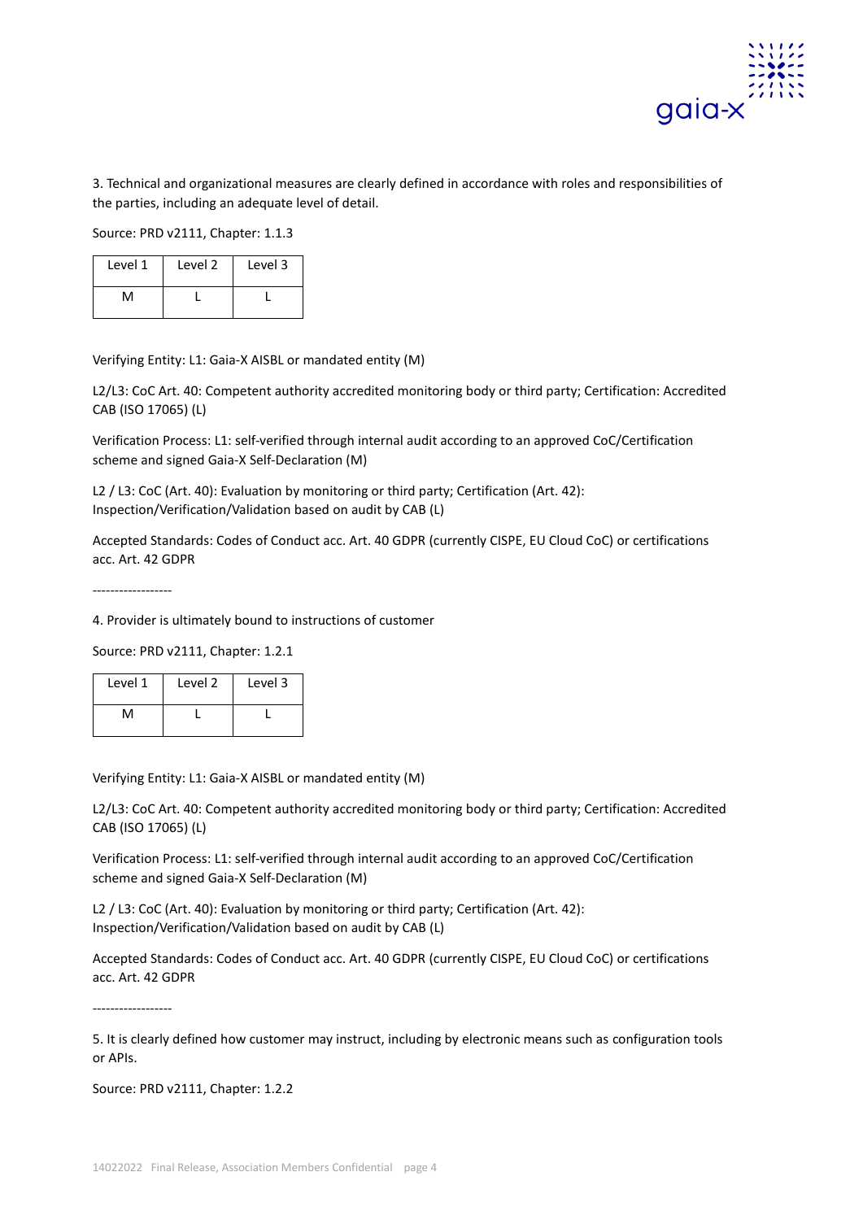3. Technical and organizational measures are clearly defined in accordance with roles and responsibilities of the parties, including an adequate level of detail.

Source: PRD v2111, Chapter: 1.1.3

| Level 1 | Level 2 | Level 3 |
|---|---|---|
| M | L | L |

Verifying Entity: L1: Gaia-X AISBL or mandated entity (M)

L2/L3: CoC Art. 40: Competent authority accredited monitoring body or third party; Certification: Accredited CAB (ISO 17065) (L)

Verification Process: L1: self-verified through internal audit according to an approved CoC/Certification scheme and signed Gaia-X Self-Declaration (M)

L2 / L3: CoC (Art. 40): Evaluation by monitoring or third party; Certification (Art. 42): Inspection/Verification/Validation based on audit by CAB (L)

Accepted Standards: Codes of Conduct acc. Art. 40 GDPR (currently CISPE, EU Cloud CoC) or certifications acc. Art. 42 GDPR

------------------

4. Provider is ultimately bound to instructions of customer

Source: PRD v2111, Chapter: 1.2.1

| Level 1 | Level 2 | Level 3 |
|---|---|---|
| M | L | L |

Verifying Entity: L1: Gaia-X AISBL or mandated entity (M)

L2/L3: CoC Art. 40: Competent authority accredited monitoring body or third party; Certification: Accredited CAB (ISO 17065) (L)

Verification Process: L1: self-verified through internal audit according to an approved CoC/Certification scheme and signed Gaia-X Self-Declaration (M)

L2 / L3: CoC (Art. 40): Evaluation by monitoring or third party; Certification (Art. 42): Inspection/Verification/Validation based on audit by CAB (L)

Accepted Standards: Codes of Conduct acc. Art. 40 GDPR (currently CISPE, EU Cloud CoC) or certifications acc. Art. 42 GDPR

------------------

5. It is clearly defined how customer may instruct, including by electronic means such as configuration tools or APIs.

Source: PRD v2111, Chapter: 1.2.2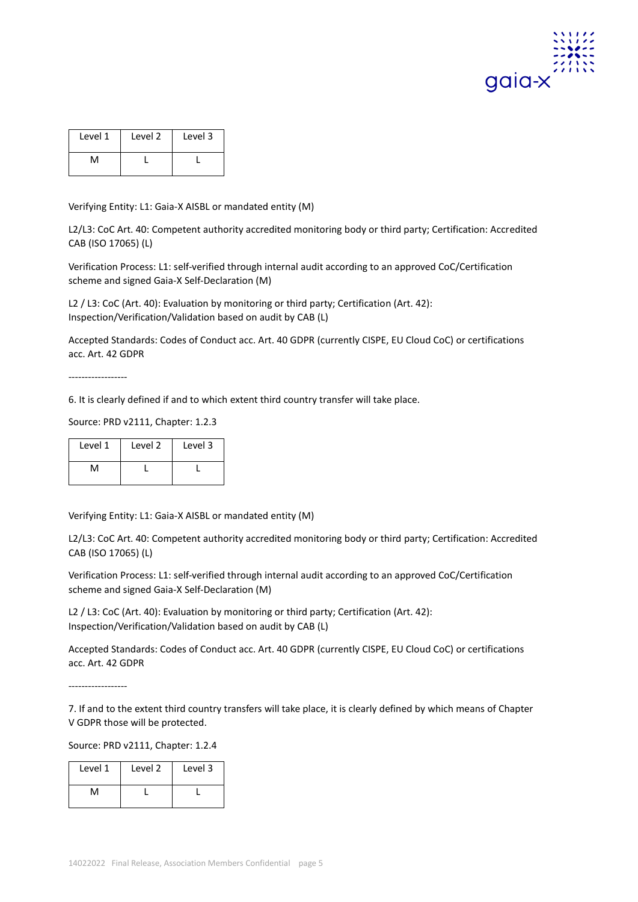| Level 1 | Level 2 | Level 3 |
| --- | --- | --- |
| M | L | L |

Verifying Entity: L1: Gaia-X AISBL or mandated entity (M)

L2/L3: CoC Art. 40: Competent authority accredited monitoring body or third party; Certification: Accredited CAB (ISO 17065) (L)

Verification Process: L1: self-verified through internal audit according to an approved CoC/Certification scheme and signed Gaia-X Self-Declaration (M)

L2 / L3: CoC (Art. 40): Evaluation by monitoring or third party; Certification (Art. 42): Inspection/Verification/Validation based on audit by CAB (L)

Accepted Standards: Codes of Conduct acc. Art. 40 GDPR (currently CISPE, EU Cloud CoC) or certifications acc. Art. 42 GDPR

------------------

6. It is clearly defined if and to which extent third country transfer will take place.

Source: PRD v2111, Chapter: 1.2.3

| Level 1 | Level 2 | Level 3 |
| --- | --- | --- |
| M | L | L |

Verifying Entity: L1: Gaia-X AISBL or mandated entity (M)

L2/L3: CoC Art. 40: Competent authority accredited monitoring body or third party; Certification: Accredited CAB (ISO 17065) (L)

Verification Process: L1: self-verified through internal audit according to an approved CoC/Certification scheme and signed Gaia-X Self-Declaration (M)

L2 / L3: CoC (Art. 40): Evaluation by monitoring or third party; Certification (Art. 42): Inspection/Verification/Validation based on audit by CAB (L)

Accepted Standards: Codes of Conduct acc. Art. 40 GDPR (currently CISPE, EU Cloud CoC) or certifications acc. Art. 42 GDPR

------------------

7. If and to the extent third country transfers will take place, it is clearly defined by which means of Chapter V GDPR those will be protected.

Source: PRD v2111, Chapter: 1.2.4

| Level 1 | Level 2 | Level 3 |
| --- | --- | --- |
| M | L | L |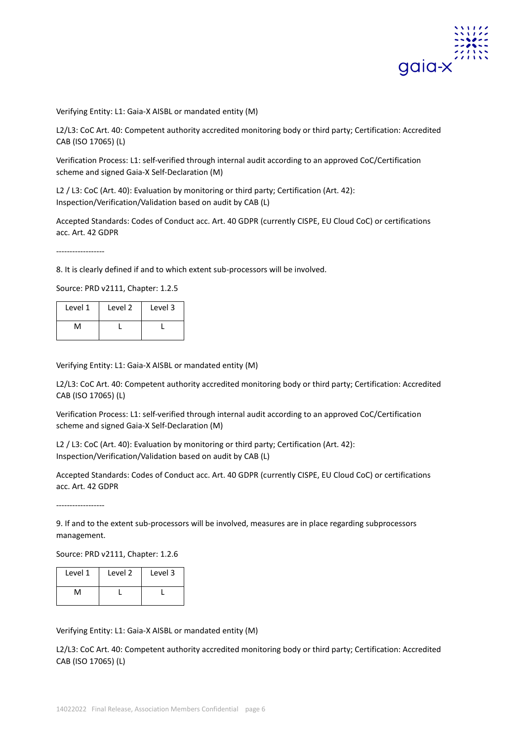Verifying Entity: L1: Gaia-X AISBL or mandated entity (M)

L2/L3: CoC Art. 40: Competent authority accredited monitoring body or third party; Certification: Accredited CAB (ISO 17065) (L)

Verification Process: L1: self-verified through internal audit according to an approved CoC/Certification scheme and signed Gaia-X Self-Declaration (M)

L2 / L3: CoC (Art. 40): Evaluation by monitoring or third party; Certification (Art. 42): Inspection/Verification/Validation based on audit by CAB (L)

Accepted Standards: Codes of Conduct acc. Art. 40 GDPR (currently CISPE, EU Cloud CoC) or certifications acc. Art. 42 GDPR

------------------

8. It is clearly defined if and to which extent sub-processors will be involved.

Source: PRD v2111, Chapter: 1.2.5

| Level 1 | Level 2 | Level 3 |
|---|---|---|
| M | L | L |

Verifying Entity: L1: Gaia-X AISBL or mandated entity (M)

L2/L3: CoC Art. 40: Competent authority accredited monitoring body or third party; Certification: Accredited CAB (ISO 17065) (L)

Verification Process: L1: self-verified through internal audit according to an approved CoC/Certification scheme and signed Gaia-X Self-Declaration (M)

L2 / L3: CoC (Art. 40): Evaluation by monitoring or third party; Certification (Art. 42): Inspection/Verification/Validation based on audit by CAB (L)

Accepted Standards: Codes of Conduct acc. Art. 40 GDPR (currently CISPE, EU Cloud CoC) or certifications acc. Art. 42 GDPR

------------------

9. If and to the extent sub-processors will be involved, measures are in place regarding subprocessors management.

Source: PRD v2111, Chapter: 1.2.6

| Level 1 | Level 2 | Level 3 |
|---|---|---|
| M | L | L |

Verifying Entity: L1: Gaia-X AISBL or mandated entity (M)

L2/L3: CoC Art. 40: Competent authority accredited monitoring body or third party; Certification: Accredited CAB (ISO 17065) (L)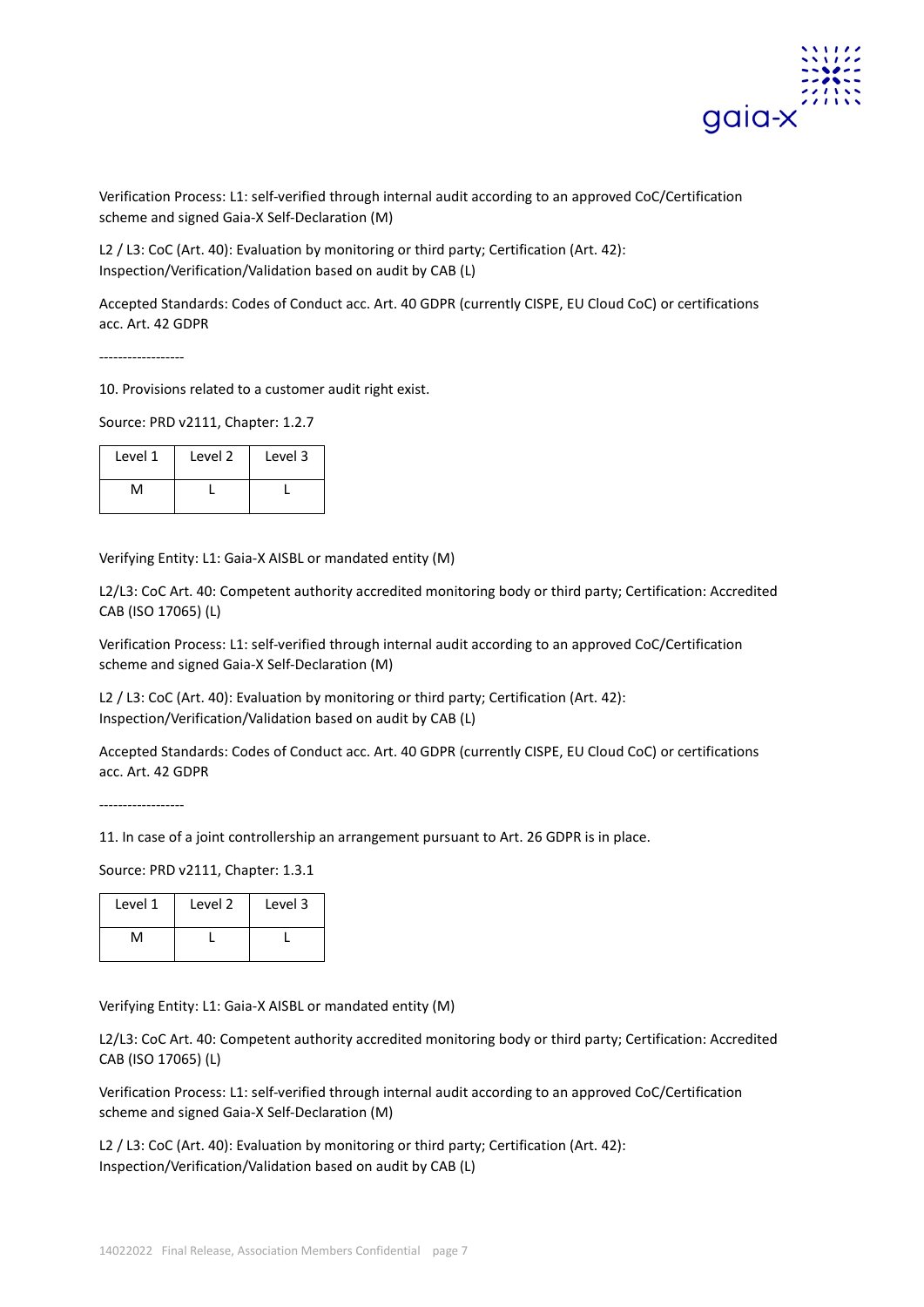Verification Process: L1: self-verified through internal audit according to an approved CoC/Certification scheme and signed Gaia-X Self-Declaration (M)

L2 / L3: CoC (Art. 40): Evaluation by monitoring or third party; Certification (Art. 42): Inspection/Verification/Validation based on audit by CAB (L)

Accepted Standards: Codes of Conduct acc. Art. 40 GDPR (currently CISPE, EU Cloud CoC) or certifications acc. Art. 42 GDPR

------------------

10. Provisions related to a customer audit right exist.

Source: PRD v2111, Chapter: 1.2.7

| Level 1 | Level 2 | Level 3 |
|---|---|---|
| M | L | L |

Verifying Entity: L1: Gaia-X AISBL or mandated entity (M)

L2/L3: CoC Art. 40: Competent authority accredited monitoring body or third party; Certification: Accredited CAB (ISO 17065) (L)

Verification Process: L1: self-verified through internal audit according to an approved CoC/Certification scheme and signed Gaia-X Self-Declaration (M)

L2 / L3: CoC (Art. 40): Evaluation by monitoring or third party; Certification (Art. 42): Inspection/Verification/Validation based on audit by CAB (L)

Accepted Standards: Codes of Conduct acc. Art. 40 GDPR (currently CISPE, EU Cloud CoC) or certifications acc. Art. 42 GDPR

------------------

11. In case of a joint controllership an arrangement pursuant to Art. 26 GDPR is in place.

Source: PRD v2111, Chapter: 1.3.1

| Level 1 | Level 2 | Level 3 |
|---|---|---|
| M | L | L |

Verifying Entity: L1: Gaia-X AISBL or mandated entity (M)

L2/L3: CoC Art. 40: Competent authority accredited monitoring body or third party; Certification: Accredited CAB (ISO 17065) (L)

Verification Process: L1: self-verified through internal audit according to an approved CoC/Certification scheme and signed Gaia-X Self-Declaration (M)

L2 / L3: CoC (Art. 40): Evaluation by monitoring or third party; Certification (Art. 42): Inspection/Verification/Validation based on audit by CAB (L)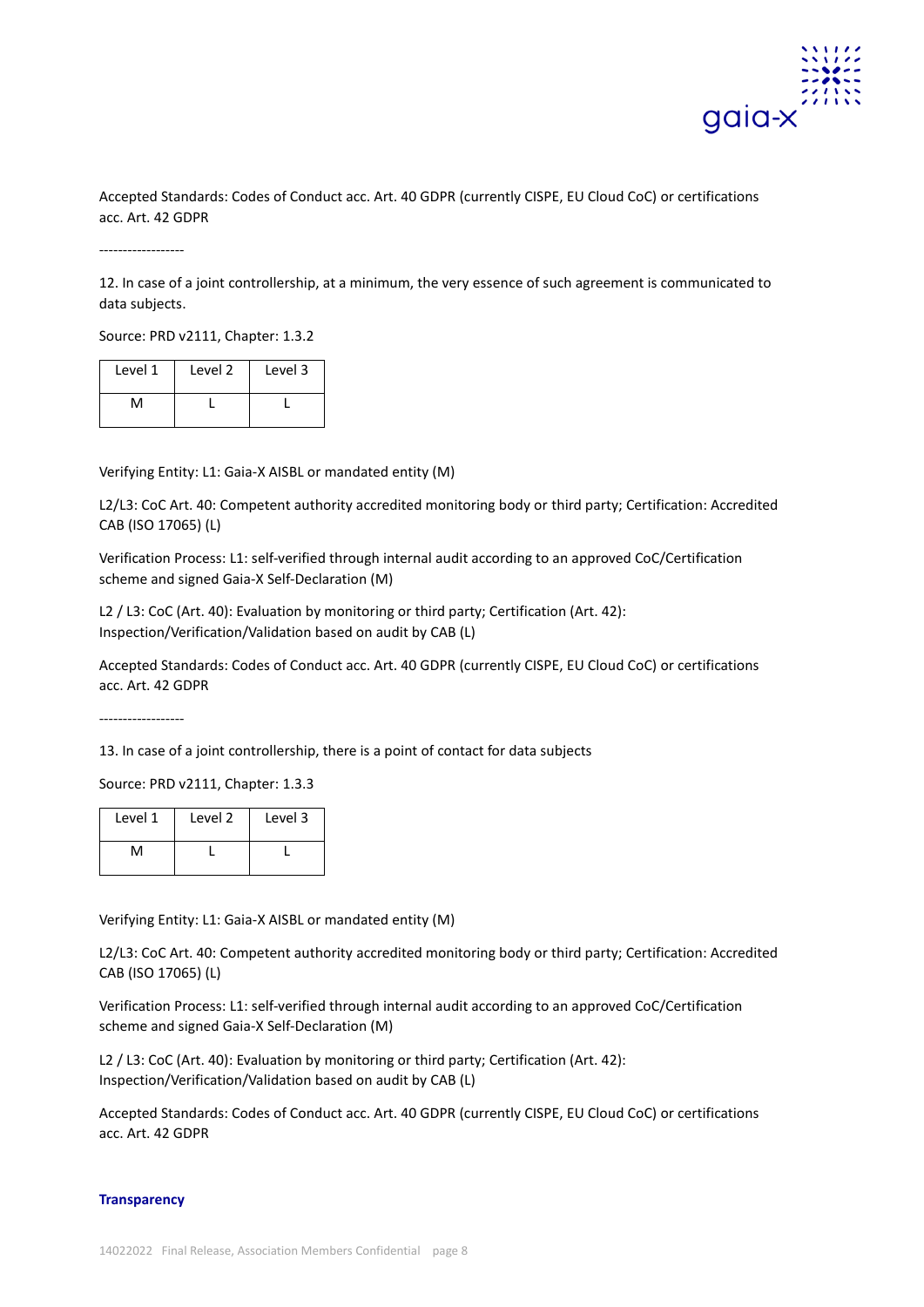Accepted Standards: Codes of Conduct acc. Art. 40 GDPR (currently CISPE, EU Cloud CoC) or certifications acc. Art. 42 GDPR

------------------

12. In case of a joint controllership, at a minimum, the very essence of such agreement is communicated to data subjects.

Source: PRD v2111, Chapter: 1.3.2

| Level 1 | Level 2 | Level 3 |
|---|---|---|
| M | L | L |

Verifying Entity: L1: Gaia-X AISBL or mandated entity (M)

L2/L3: CoC Art. 40: Competent authority accredited monitoring body or third party; Certification: Accredited CAB (ISO 17065) (L)

Verification Process: L1: self-verified through internal audit according to an approved CoC/Certification scheme and signed Gaia-X Self-Declaration (M)

L2 / L3: CoC (Art. 40): Evaluation by monitoring or third party; Certification (Art. 42): Inspection/Verification/Validation based on audit by CAB (L)

Accepted Standards: Codes of Conduct acc. Art. 40 GDPR (currently CISPE, EU Cloud CoC) or certifications acc. Art. 42 GDPR

------------------

13. In case of a joint controllership, there is a point of contact for data subjects

Source: PRD v2111, Chapter: 1.3.3

| Level 1 | Level 2 | Level 3 |
|---|---|---|
| M | L | L |

Verifying Entity: L1: Gaia-X AISBL or mandated entity (M)

L2/L3: CoC Art. 40: Competent authority accredited monitoring body or third party; Certification: Accredited CAB (ISO 17065) (L)

Verification Process: L1: self-verified through internal audit according to an approved CoC/Certification scheme and signed Gaia-X Self-Declaration (M)

L2 / L3: CoC (Art. 40): Evaluation by monitoring or third party; Certification (Art. 42): Inspection/Verification/Validation based on audit by CAB (L)

Accepted Standards: Codes of Conduct acc. Art. 40 GDPR (currently CISPE, EU Cloud CoC) or certifications acc. Art. 42 GDPR

**Transparency**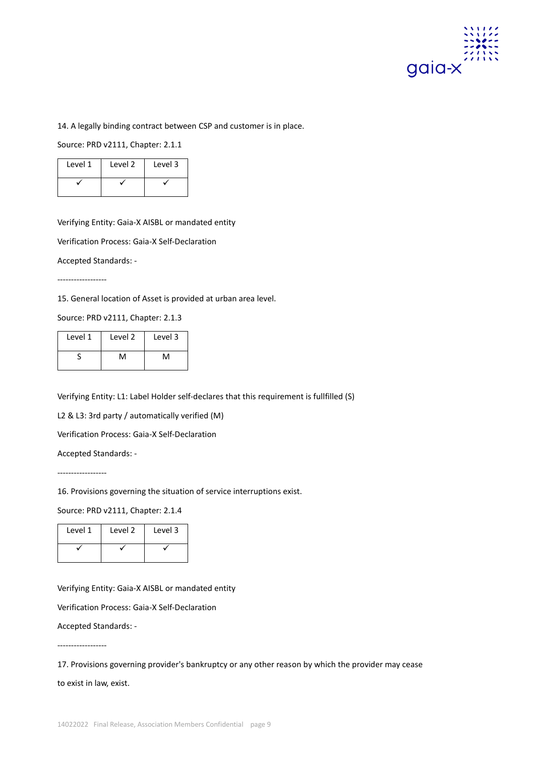14. A legally binding contract between CSP and customer is in place.

Source: PRD v2111, Chapter: 2.1.1

| Level 1 | Level 2 | Level 3 |
|---|---|---|
| ✓ | ✓ | ✓ |

Verifying Entity: Gaia-X AISBL or mandated entity

Verification Process: Gaia-X Self-Declaration

Accepted Standards: -

------------------

15. General location of Asset is provided at urban area level.

Source: PRD v2111, Chapter: 2.1.3

| Level 1 | Level 2 | Level 3 |
|---|---|---|
| S | M | M |

Verifying Entity: L1: Label Holder self-declares that this requirement is fullfilled (S)

L2 & L3: 3rd party / automatically verified (M)

Verification Process: Gaia-X Self-Declaration

Accepted Standards: -

------------------

16. Provisions governing the situation of service interruptions exist.

Source: PRD v2111, Chapter: 2.1.4

| Level 1 | Level 2 | Level 3 |
|---|---|---|
| ✓ | ✓ | ✓ |

Verifying Entity: Gaia-X AISBL or mandated entity

Verification Process: Gaia-X Self-Declaration

Accepted Standards: -

------------------

17. Provisions governing provider's bankruptcy or any other reason by which the provider may cease to exist in law, exist.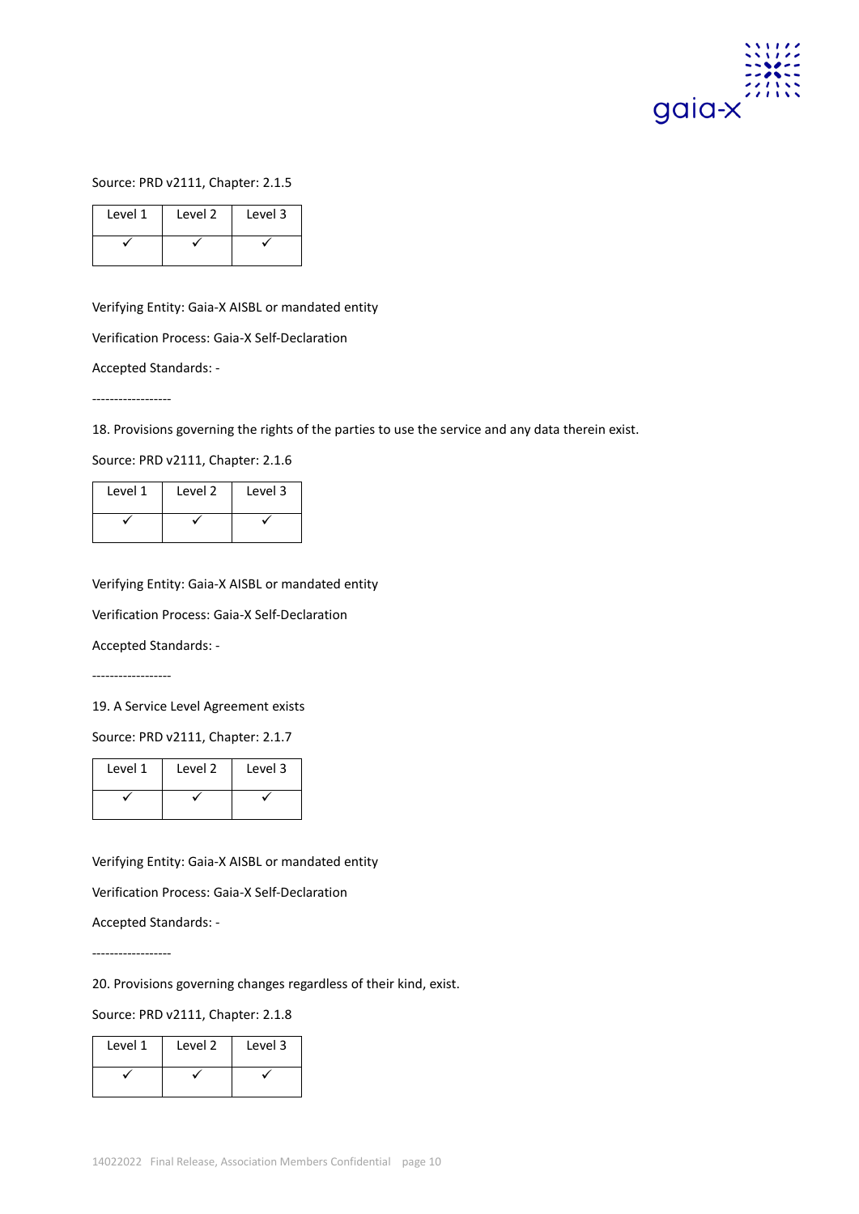Source: PRD v2111, Chapter: 2.1.5

| Level 1 | Level 2 | Level 3 |
|---|---|---|
| ✓ | ✓ | ✓ |

Verifying Entity: Gaia-X AISBL or mandated entity

Verification Process: Gaia-X Self-Declaration

Accepted Standards: -

------------------

18. Provisions governing the rights of the parties to use the service and any data therein exist.

Source: PRD v2111, Chapter: 2.1.6

| Level 1 | Level 2 | Level 3 |
|---|---|---|
| ✓ | ✓ | ✓ |

Verifying Entity: Gaia-X AISBL or mandated entity

Verification Process: Gaia-X Self-Declaration

Accepted Standards: -

------------------

19. A Service Level Agreement exists

Source: PRD v2111, Chapter: 2.1.7

| Level 1 | Level 2 | Level 3 |
|---|---|---|
| ✓ | ✓ | ✓ |

Verifying Entity: Gaia-X AISBL or mandated entity

Verification Process: Gaia-X Self-Declaration

Accepted Standards: -

------------------

20. Provisions governing changes regardless of their kind, exist.

Source: PRD v2111, Chapter: 2.1.8

| Level 1 | Level 2 | Level 3 |
|---|---|---|
| ✓ | ✓ | ✓ |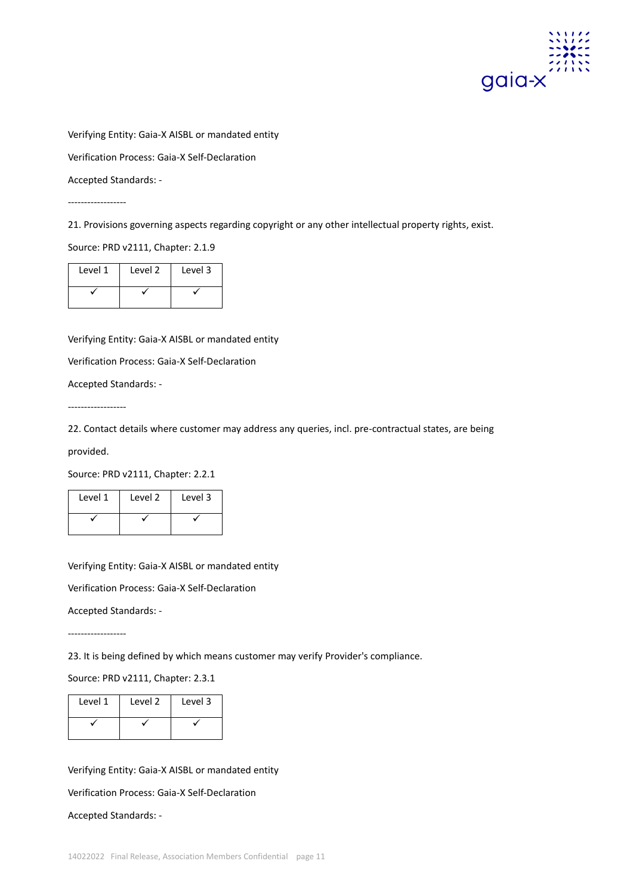Verifying Entity: Gaia-X AISBL or mandated entity

Verification Process: Gaia-X Self-Declaration

Accepted Standards: -

------------------

21. Provisions governing aspects regarding copyright or any other intellectual property rights, exist.

Source: PRD v2111, Chapter: 2.1.9

| Level 1 | Level 2 | Level 3 |
|---|---|---|
| ✓ | ✓ | ✓ |

Verifying Entity: Gaia-X AISBL or mandated entity

Verification Process: Gaia-X Self-Declaration

Accepted Standards: -

------------------

22. Contact details where customer may address any queries, incl. pre-contractual states, are being provided.

Source: PRD v2111, Chapter: 2.2.1

| Level 1 | Level 2 | Level 3 |
|---|---|---|
| ✓ | ✓ | ✓ |

Verifying Entity: Gaia-X AISBL or mandated entity

Verification Process: Gaia-X Self-Declaration

Accepted Standards: -

------------------

23. It is being defined by which means customer may verify Provider's compliance.

Source: PRD v2111, Chapter: 2.3.1

| Level 1 | Level 2 | Level 3 |
|---|---|---|
| ✓ | ✓ | ✓ |

Verifying Entity: Gaia-X AISBL or mandated entity

Verification Process: Gaia-X Self-Declaration

Accepted Standards: -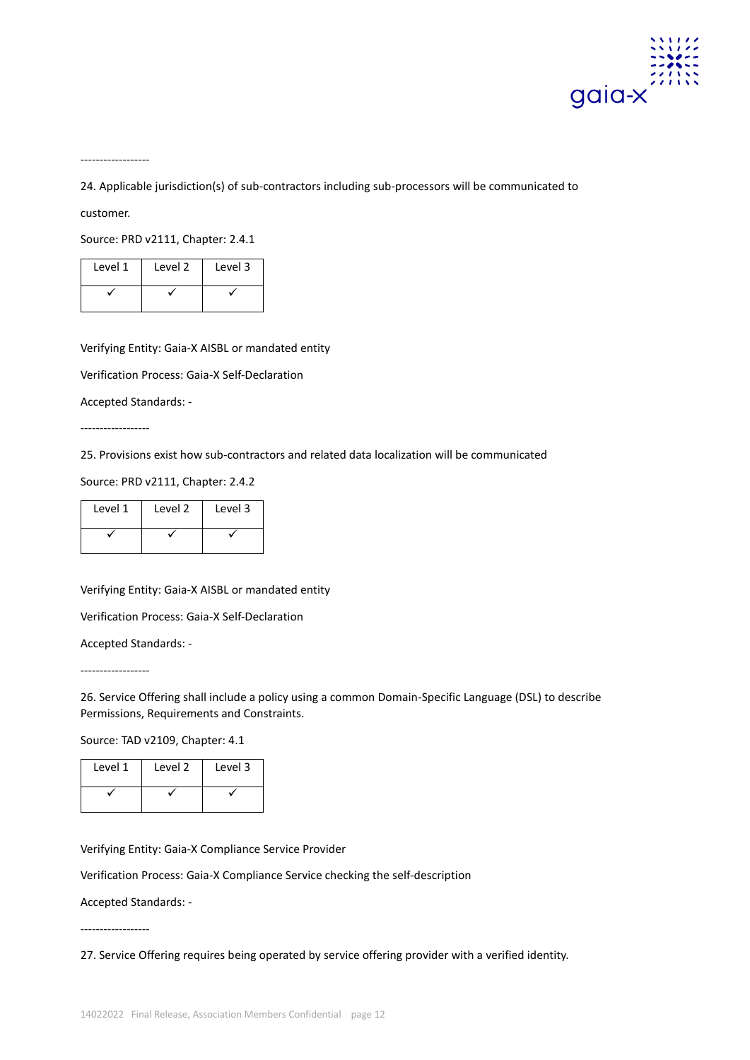------------------

24. Applicable jurisdiction(s) of sub-contractors including sub-processors will be communicated to

customer.

Source: PRD v2111, Chapter: 2.4.1

| Level 1 | Level 2 | Level 3 |
|---|---|---|
| ✓ | ✓ | ✓ |

Verifying Entity: Gaia-X AISBL or mandated entity

Verification Process: Gaia-X Self-Declaration

Accepted Standards: -

------------------

25. Provisions exist how sub-contractors and related data localization will be communicated

Source: PRD v2111, Chapter: 2.4.2

| Level 1 | Level 2 | Level 3 |
|---|---|---|
| ✓ | ✓ | ✓ |

Verifying Entity: Gaia-X AISBL or mandated entity

Verification Process: Gaia-X Self-Declaration

Accepted Standards: -

------------------

26. Service Offering shall include a policy using a common Domain-Specific Language (DSL) to describe Permissions, Requirements and Constraints.

Source: TAD v2109, Chapter: 4.1

| Level 1 | Level 2 | Level 3 |
|---|---|---|
| ✓ | ✓ | ✓ |

Verifying Entity: Gaia-X Compliance Service Provider

Verification Process: Gaia-X Compliance Service checking the self-description

Accepted Standards: -

------------------

27. Service Offering requires being operated by service offering provider with a verified identity.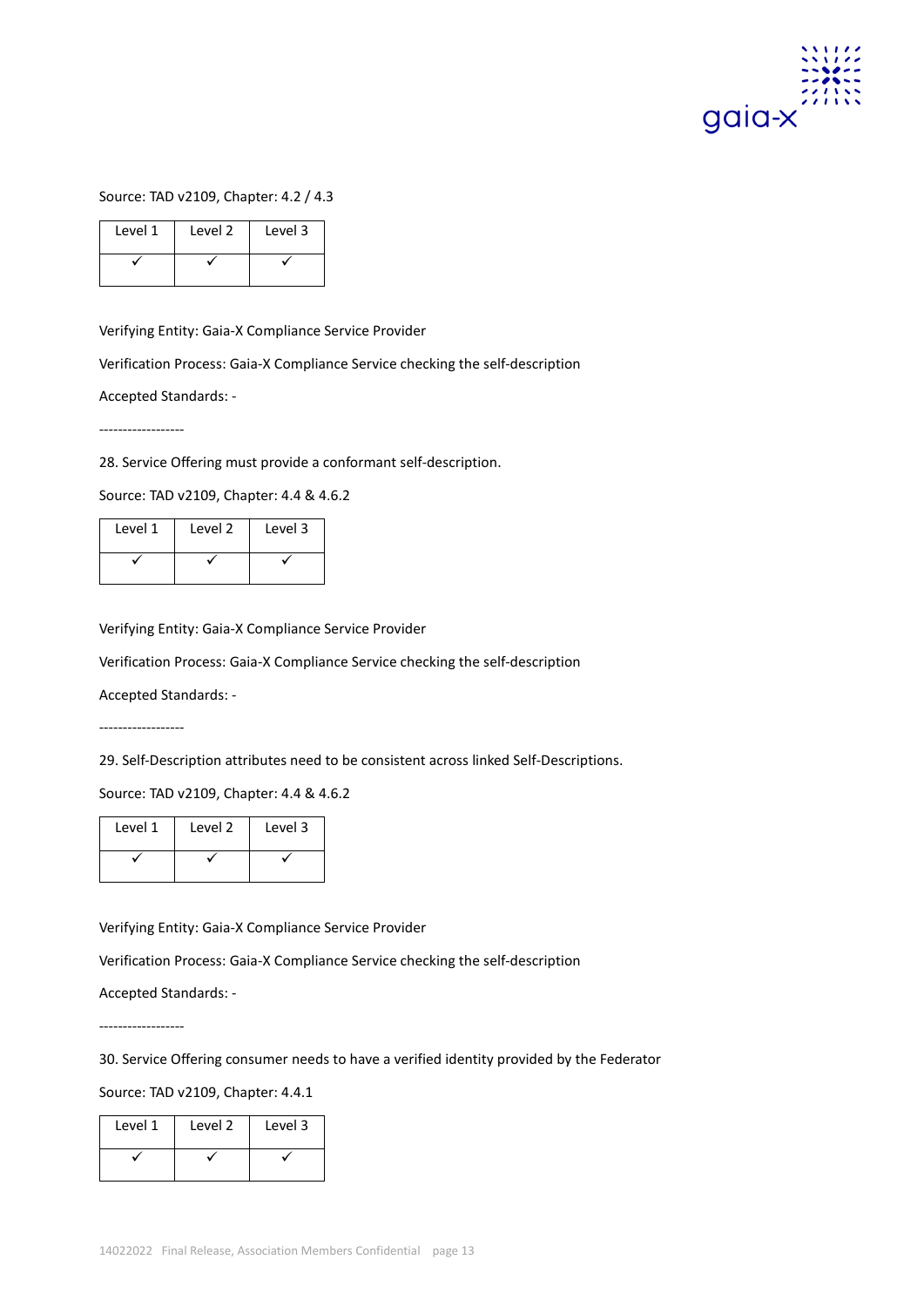Source: TAD v2109, Chapter: 4.2 / 4.3

| Level 1 | Level 2 | Level 3 |
| --- | --- | --- |
| ✓ | ✓ | ✓ |

Verifying Entity: Gaia-X Compliance Service Provider

Verification Process: Gaia-X Compliance Service checking the self-description

Accepted Standards: -

------------------

28. Service Offering must provide a conformant self-description.

Source: TAD v2109, Chapter: 4.4 & 4.6.2

| Level 1 | Level 2 | Level 3 |
| --- | --- | --- |
| ✓ | ✓ | ✓ |

Verifying Entity: Gaia-X Compliance Service Provider

Verification Process: Gaia-X Compliance Service checking the self-description

Accepted Standards: -

------------------

29. Self-Description attributes need to be consistent across linked Self-Descriptions.

Source: TAD v2109, Chapter: 4.4 & 4.6.2

| Level 1 | Level 2 | Level 3 |
| --- | --- | --- |
| ✓ | ✓ | ✓ |

Verifying Entity: Gaia-X Compliance Service Provider

Verification Process: Gaia-X Compliance Service checking the self-description

Accepted Standards: -

------------------

30. Service Offering consumer needs to have a verified identity provided by the Federator

Source: TAD v2109, Chapter: 4.4.1

| Level 1 | Level 2 | Level 3 |
| --- | --- | --- |
| ✓ | ✓ | ✓ |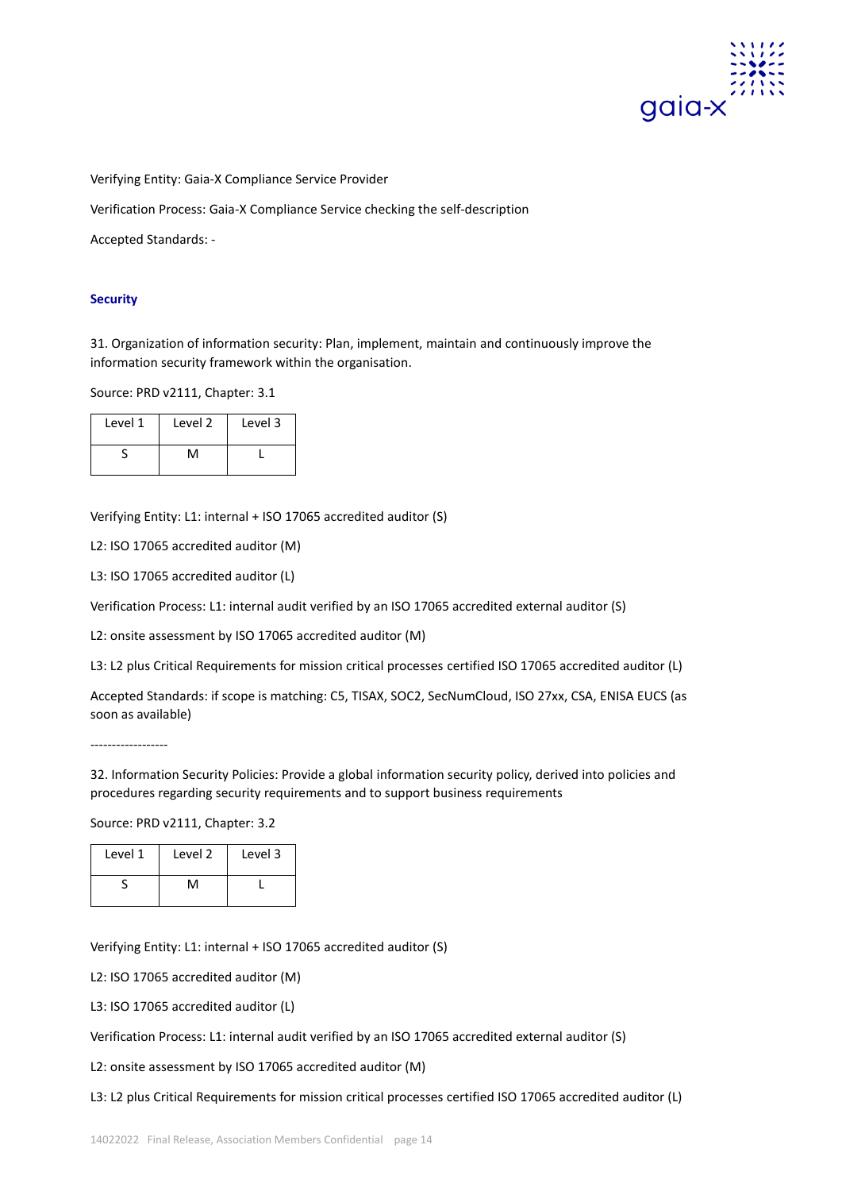Verifying Entity: Gaia-X Compliance Service Provider

Verification Process: Gaia-X Compliance Service checking the self-description

Accepted Standards: -

### Security

31. Organization of information security: Plan, implement, maintain and continuously improve the information security framework within the organisation.

Source: PRD v2111, Chapter: 3.1

| Level 1 | Level 2 | Level 3 |
|---|---|---|
| S | M | L |

Verifying Entity: L1: internal + ISO 17065 accredited auditor (S)

L2: ISO 17065 accredited auditor (M)

L3: ISO 17065 accredited auditor (L)

Verification Process: L1: internal audit verified by an ISO 17065 accredited external auditor (S)

L2: onsite assessment by ISO 17065 accredited auditor (M)

L3: L2 plus Critical Requirements for mission critical processes certified ISO 17065 accredited auditor (L)

Accepted Standards: if scope is matching: C5, TISAX, SOC2, SecNumCloud, ISO 27xx, CSA, ENISA EUCS (as soon as available)

------------------

32. Information Security Policies: Provide a global information security policy, derived into policies and procedures regarding security requirements and to support business requirements

Source: PRD v2111, Chapter: 3.2

| Level 1 | Level 2 | Level 3 |
|---|---|---|
| S | M | L |

Verifying Entity: L1: internal + ISO 17065 accredited auditor (S)

L2: ISO 17065 accredited auditor (M)

L3: ISO 17065 accredited auditor (L)

Verification Process: L1: internal audit verified by an ISO 17065 accredited external auditor (S)

L2: onsite assessment by ISO 17065 accredited auditor (M)

L3: L2 plus Critical Requirements for mission critical processes certified ISO 17065 accredited auditor (L)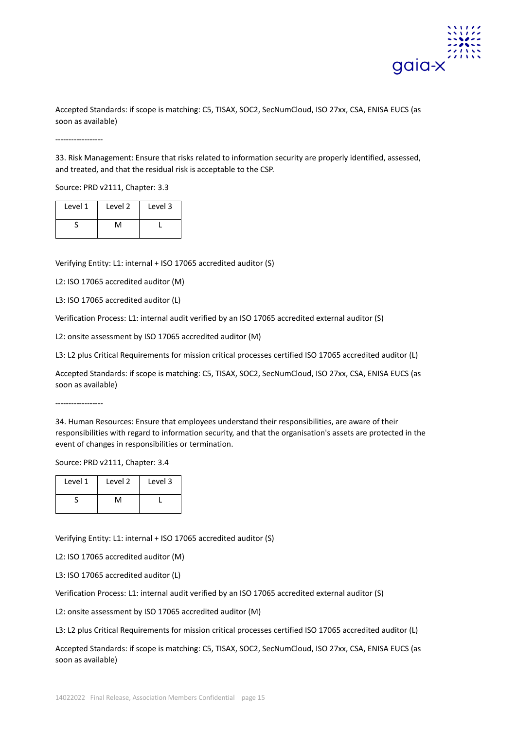Accepted Standards: if scope is matching: C5, TISAX, SOC2, SecNumCloud, ISO 27xx, CSA, ENISA EUCS (as soon as available)

------------------

33. Risk Management: Ensure that risks related to information security are properly identified, assessed, and treated, and that the residual risk is acceptable to the CSP.

Source: PRD v2111, Chapter: 3.3

| Level 1 | Level 2 | Level 3 |
|---|---|---|
| S | M | L |

Verifying Entity: L1: internal + ISO 17065 accredited auditor (S)

L2: ISO 17065 accredited auditor (M)

L3: ISO 17065 accredited auditor (L)

Verification Process: L1: internal audit verified by an ISO 17065 accredited external auditor (S)

L2: onsite assessment by ISO 17065 accredited auditor (M)

L3: L2 plus Critical Requirements for mission critical processes certified ISO 17065 accredited auditor (L)

Accepted Standards: if scope is matching: C5, TISAX, SOC2, SecNumCloud, ISO 27xx, CSA, ENISA EUCS (as soon as available)

------------------

34. Human Resources: Ensure that employees understand their responsibilities, are aware of their responsibilities with regard to information security, and that the organisation's assets are protected in the event of changes in responsibilities or termination.

Source: PRD v2111, Chapter: 3.4

| Level 1 | Level 2 | Level 3 |
|---|---|---|
| S | M | L |

Verifying Entity: L1: internal + ISO 17065 accredited auditor (S)

L2: ISO 17065 accredited auditor (M)

L3: ISO 17065 accredited auditor (L)

Verification Process: L1: internal audit verified by an ISO 17065 accredited external auditor (S)

L2: onsite assessment by ISO 17065 accredited auditor (M)

L3: L2 plus Critical Requirements for mission critical processes certified ISO 17065 accredited auditor (L)

Accepted Standards: if scope is matching: C5, TISAX, SOC2, SecNumCloud, ISO 27xx, CSA, ENISA EUCS (as soon as available)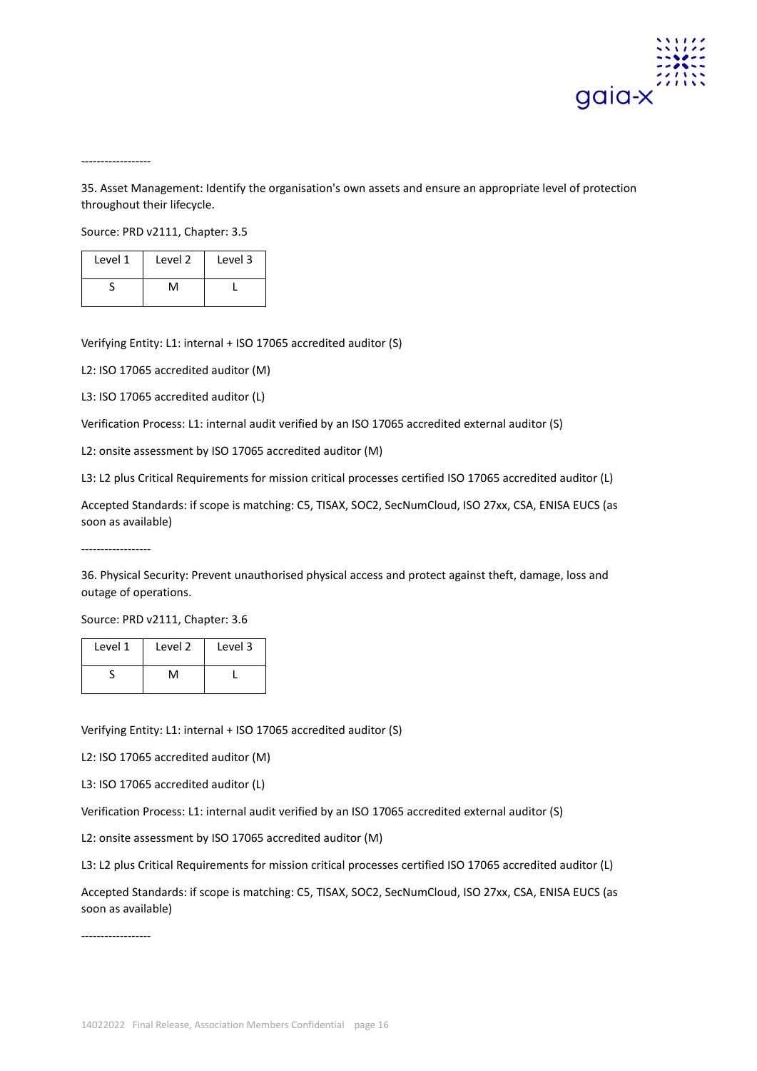------------------

35. Asset Management: Identify the organisation's own assets and ensure an appropriate level of protection throughout their lifecycle.

Source: PRD v2111, Chapter: 3.5

| Level 1 | Level 2 | Level 3 |
|---|---|---|
| S | M | L |

Verifying Entity: L1: internal + ISO 17065 accredited auditor (S)

L2: ISO 17065 accredited auditor (M)

L3: ISO 17065 accredited auditor (L)

Verification Process: L1: internal audit verified by an ISO 17065 accredited external auditor (S)

L2: onsite assessment by ISO 17065 accredited auditor (M)

L3: L2 plus Critical Requirements for mission critical processes certified ISO 17065 accredited auditor (L)

Accepted Standards: if scope is matching: C5, TISAX, SOC2, SecNumCloud, ISO 27xx, CSA, ENISA EUCS (as soon as available)

------------------

36. Physical Security: Prevent unauthorised physical access and protect against theft, damage, loss and outage of operations.

Source: PRD v2111, Chapter: 3.6

| Level 1 | Level 2 | Level 3 |
|---|---|---|
| S | M | L |

Verifying Entity: L1: internal + ISO 17065 accredited auditor (S)

L2: ISO 17065 accredited auditor (M)

L3: ISO 17065 accredited auditor (L)

Verification Process: L1: internal audit verified by an ISO 17065 accredited external auditor (S)

L2: onsite assessment by ISO 17065 accredited auditor (M)

L3: L2 plus Critical Requirements for mission critical processes certified ISO 17065 accredited auditor (L)

Accepted Standards: if scope is matching: C5, TISAX, SOC2, SecNumCloud, ISO 27xx, CSA, ENISA EUCS (as soon as available)

------------------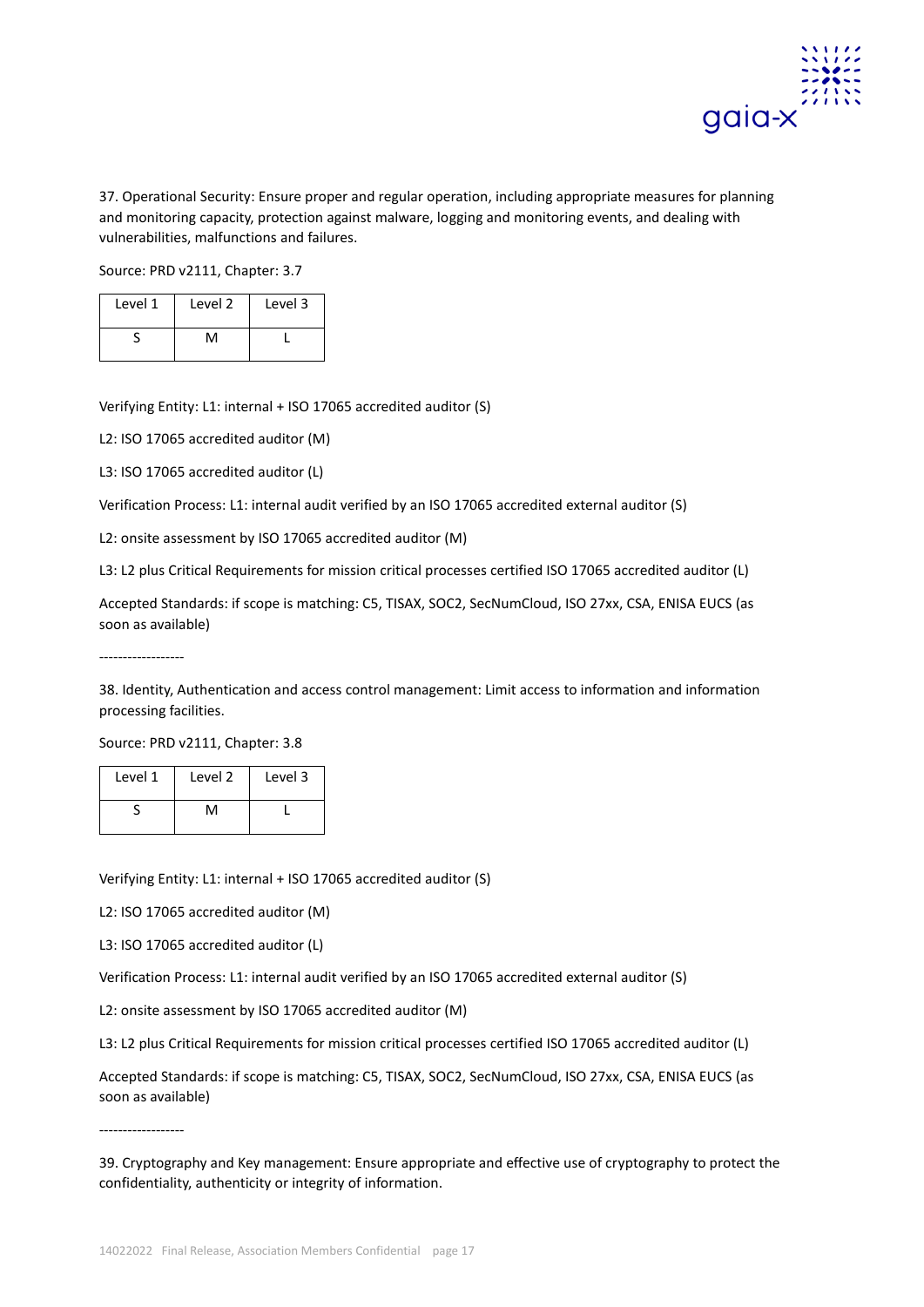37. Operational Security: Ensure proper and regular operation, including appropriate measures for planning and monitoring capacity, protection against malware, logging and monitoring events, and dealing with vulnerabilities, malfunctions and failures.

Source: PRD v2111, Chapter: 3.7

| Level 1 | Level 2 | Level 3 |
|---|---|---|
| S | M | L |

Verifying Entity: L1: internal + ISO 17065 accredited auditor (S)

L2: ISO 17065 accredited auditor (M)

L3: ISO 17065 accredited auditor (L)

Verification Process: L1: internal audit verified by an ISO 17065 accredited external auditor (S)

L2: onsite assessment by ISO 17065 accredited auditor (M)

L3: L2 plus Critical Requirements for mission critical processes certified ISO 17065 accredited auditor (L)

Accepted Standards: if scope is matching: C5, TISAX, SOC2, SecNumCloud, ISO 27xx, CSA, ENISA EUCS (as soon as available)

------------------

38. Identity, Authentication and access control management: Limit access to information and information processing facilities.

Source: PRD v2111, Chapter: 3.8

| Level 1 | Level 2 | Level 3 |
|---|---|---|
| S | M | L |

Verifying Entity: L1: internal + ISO 17065 accredited auditor (S)

L2: ISO 17065 accredited auditor (M)

L3: ISO 17065 accredited auditor (L)

Verification Process: L1: internal audit verified by an ISO 17065 accredited external auditor (S)

L2: onsite assessment by ISO 17065 accredited auditor (M)

L3: L2 plus Critical Requirements for mission critical processes certified ISO 17065 accredited auditor (L)

Accepted Standards: if scope is matching: C5, TISAX, SOC2, SecNumCloud, ISO 27xx, CSA, ENISA EUCS (as soon as available)

------------------

39. Cryptography and Key management: Ensure appropriate and effective use of cryptography to protect the confidentiality, authenticity or integrity of information.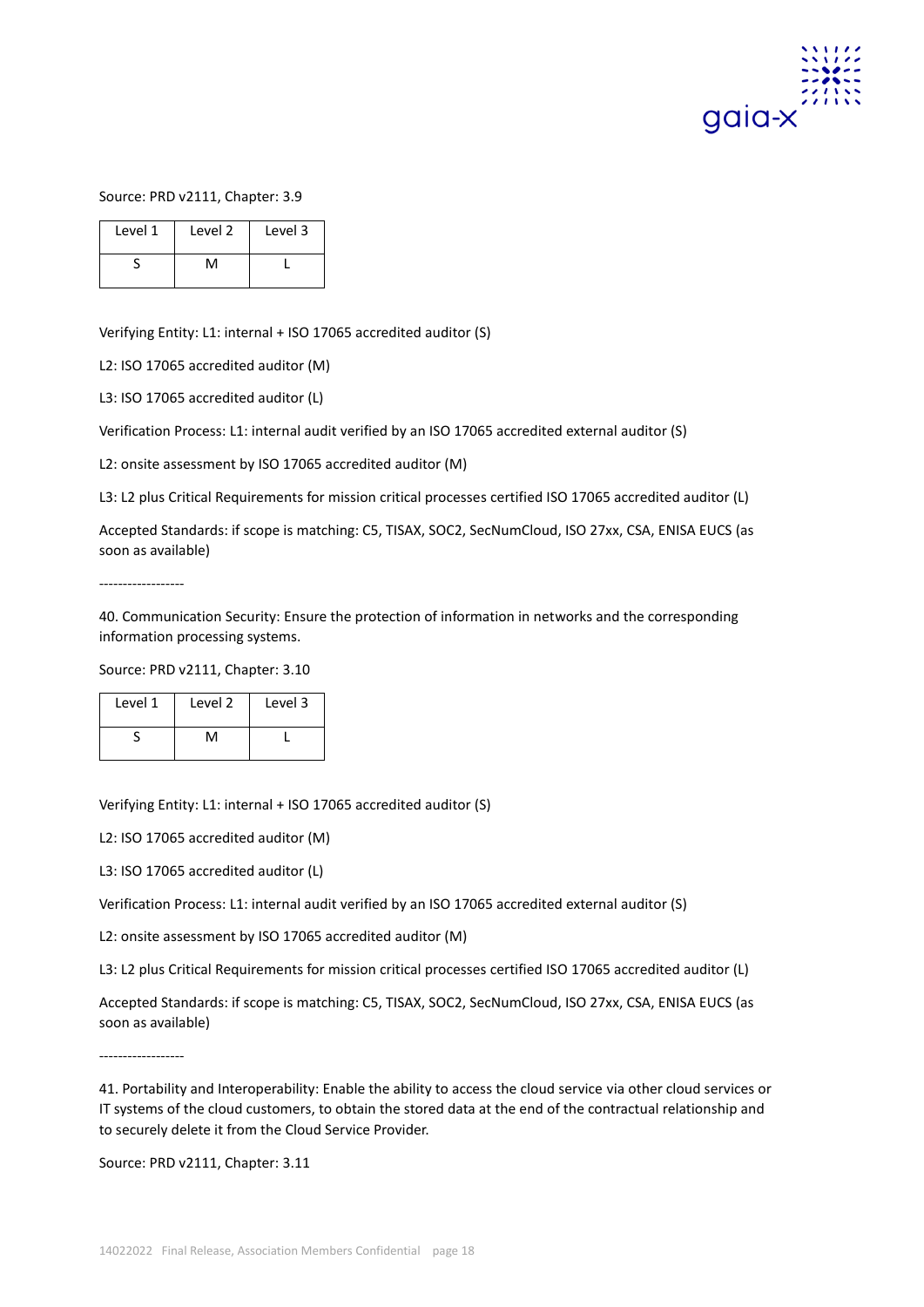Source: PRD v2111, Chapter: 3.9

| Level 1 | Level 2 | Level 3 |
| --- | --- | --- |
| S | M | L |

Verifying Entity: L1: internal + ISO 17065 accredited auditor (S)

L2: ISO 17065 accredited auditor (M)

L3: ISO 17065 accredited auditor (L)

Verification Process: L1: internal audit verified by an ISO 17065 accredited external auditor (S)

L2: onsite assessment by ISO 17065 accredited auditor (M)

L3: L2 plus Critical Requirements for mission critical processes certified ISO 17065 accredited auditor (L)

Accepted Standards: if scope is matching: C5, TISAX, SOC2, SecNumCloud, ISO 27xx, CSA, ENISA EUCS (as soon as available)

------------------

40. Communication Security: Ensure the protection of information in networks and the corresponding information processing systems.

Source: PRD v2111, Chapter: 3.10

| Level 1 | Level 2 | Level 3 |
| --- | --- | --- |
| S | M | L |

Verifying Entity: L1: internal + ISO 17065 accredited auditor (S)

L2: ISO 17065 accredited auditor (M)

L3: ISO 17065 accredited auditor (L)

Verification Process: L1: internal audit verified by an ISO 17065 accredited external auditor (S)

L2: onsite assessment by ISO 17065 accredited auditor (M)

L3: L2 plus Critical Requirements for mission critical processes certified ISO 17065 accredited auditor (L)

Accepted Standards: if scope is matching: C5, TISAX, SOC2, SecNumCloud, ISO 27xx, CSA, ENISA EUCS (as soon as available)

------------------

41. Portability and Interoperability: Enable the ability to access the cloud service via other cloud services or IT systems of the cloud customers, to obtain the stored data at the end of the contractual relationship and to securely delete it from the Cloud Service Provider.

Source: PRD v2111, Chapter: 3.11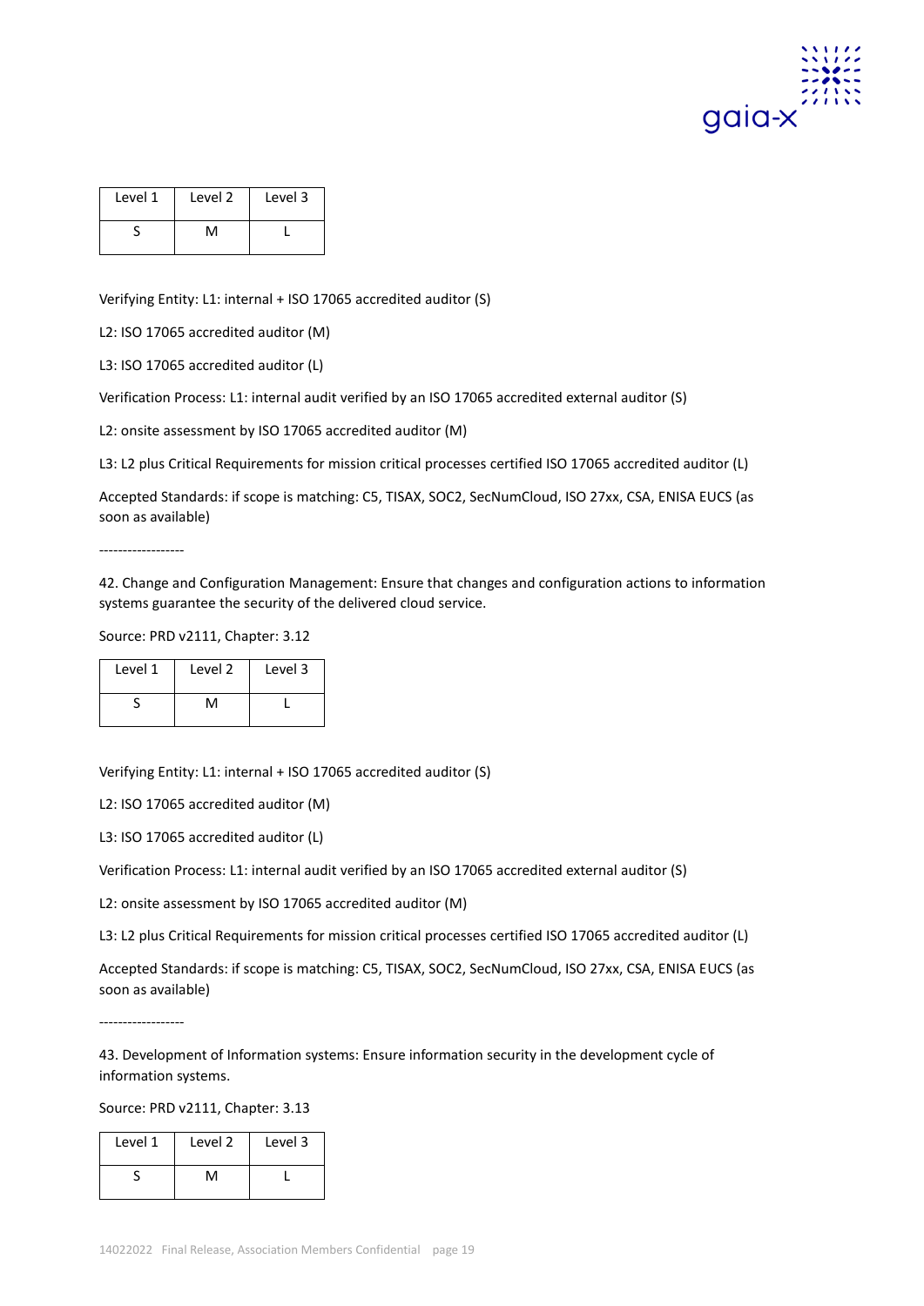| Level 1 | Level 2 | Level 3 |
|---|---|---|
| S | M | L |

Verifying Entity: L1: internal + ISO 17065 accredited auditor (S)

L2: ISO 17065 accredited auditor (M)

L3: ISO 17065 accredited auditor (L)

Verification Process: L1: internal audit verified by an ISO 17065 accredited external auditor (S)

L2: onsite assessment by ISO 17065 accredited auditor (M)

L3: L2 plus Critical Requirements for mission critical processes certified ISO 17065 accredited auditor (L)

Accepted Standards: if scope is matching: C5, TISAX, SOC2, SecNumCloud, ISO 27xx, CSA, ENISA EUCS (as soon as available)

------------------

42. Change and Configuration Management: Ensure that changes and configuration actions to information systems guarantee the security of the delivered cloud service.

Source: PRD v2111, Chapter: 3.12

| Level 1 | Level 2 | Level 3 |
|---|---|---|
| S | M | L |

Verifying Entity: L1: internal + ISO 17065 accredited auditor (S)

L2: ISO 17065 accredited auditor (M)

L3: ISO 17065 accredited auditor (L)

Verification Process: L1: internal audit verified by an ISO 17065 accredited external auditor (S)

L2: onsite assessment by ISO 17065 accredited auditor (M)

L3: L2 plus Critical Requirements for mission critical processes certified ISO 17065 accredited auditor (L)

Accepted Standards: if scope is matching: C5, TISAX, SOC2, SecNumCloud, ISO 27xx, CSA, ENISA EUCS (as soon as available)

------------------

43. Development of Information systems: Ensure information security in the development cycle of information systems.

Source: PRD v2111, Chapter: 3.13

| Level 1 | Level 2 | Level 3 |
|---|---|---|
| S | M | L |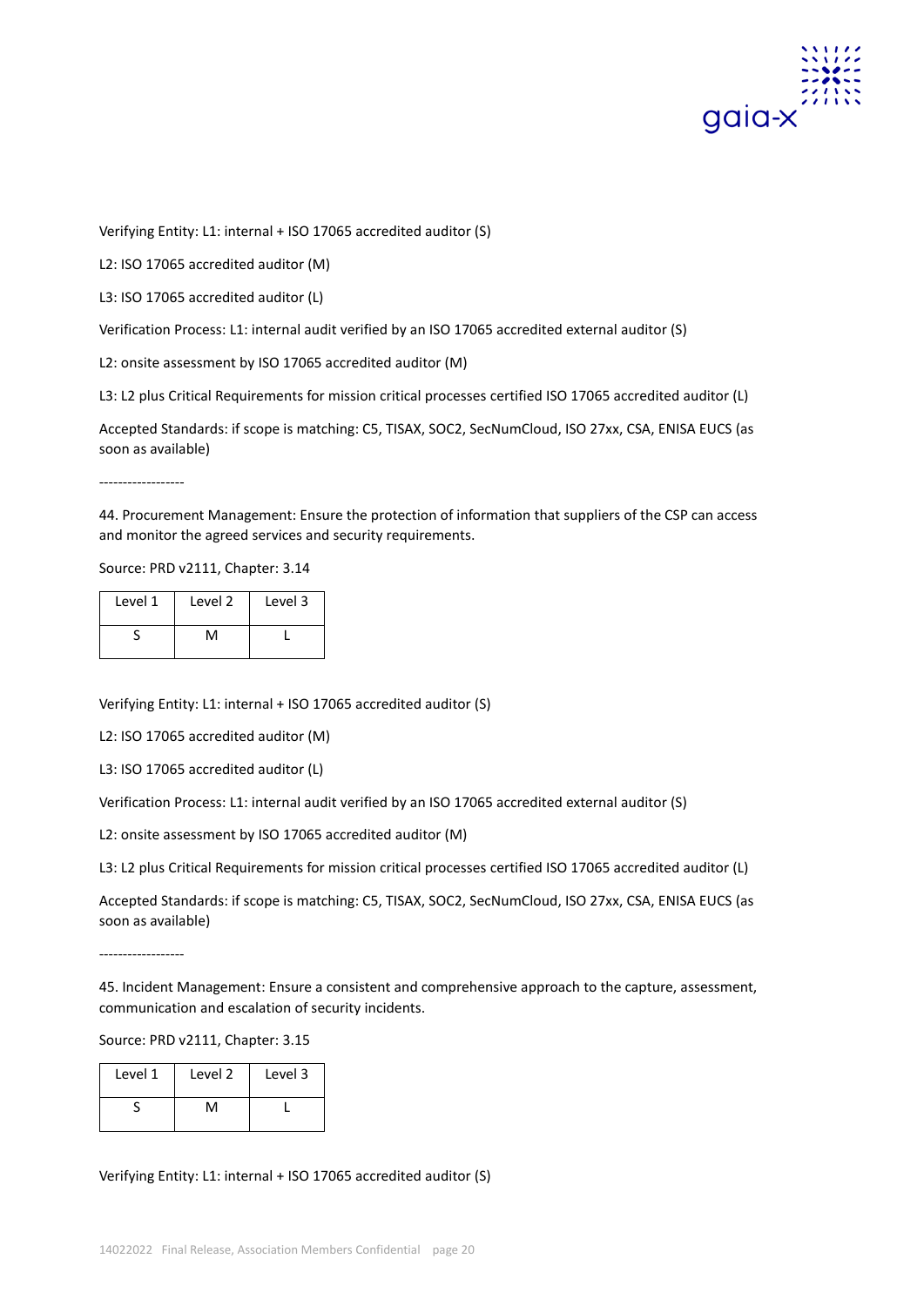Verifying Entity: L1: internal + ISO 17065 accredited auditor (S)

L2: ISO 17065 accredited auditor (M)

L3: ISO 17065 accredited auditor (L)

Verification Process: L1: internal audit verified by an ISO 17065 accredited external auditor (S)

L2: onsite assessment by ISO 17065 accredited auditor (M)

L3: L2 plus Critical Requirements for mission critical processes certified ISO 17065 accredited auditor (L)

Accepted Standards: if scope is matching: C5, TISAX, SOC2, SecNumCloud, ISO 27xx, CSA, ENISA EUCS (as soon as available)

------------------

44. Procurement Management: Ensure the protection of information that suppliers of the CSP can access and monitor the agreed services and security requirements.

Source: PRD v2111, Chapter: 3.14

| Level 1 | Level 2 | Level 3 |
|---|---|---|
| S | M | L |

Verifying Entity: L1: internal + ISO 17065 accredited auditor (S)

L2: ISO 17065 accredited auditor (M)

L3: ISO 17065 accredited auditor (L)

Verification Process: L1: internal audit verified by an ISO 17065 accredited external auditor (S)

L2: onsite assessment by ISO 17065 accredited auditor (M)

L3: L2 plus Critical Requirements for mission critical processes certified ISO 17065 accredited auditor (L)

Accepted Standards: if scope is matching: C5, TISAX, SOC2, SecNumCloud, ISO 27xx, CSA, ENISA EUCS (as soon as available)

------------------

45. Incident Management: Ensure a consistent and comprehensive approach to the capture, assessment, communication and escalation of security incidents.

Source: PRD v2111, Chapter: 3.15

| Level 1 | Level 2 | Level 3 |
|---|---|---|
| S | M | L |

Verifying Entity: L1: internal + ISO 17065 accredited auditor (S)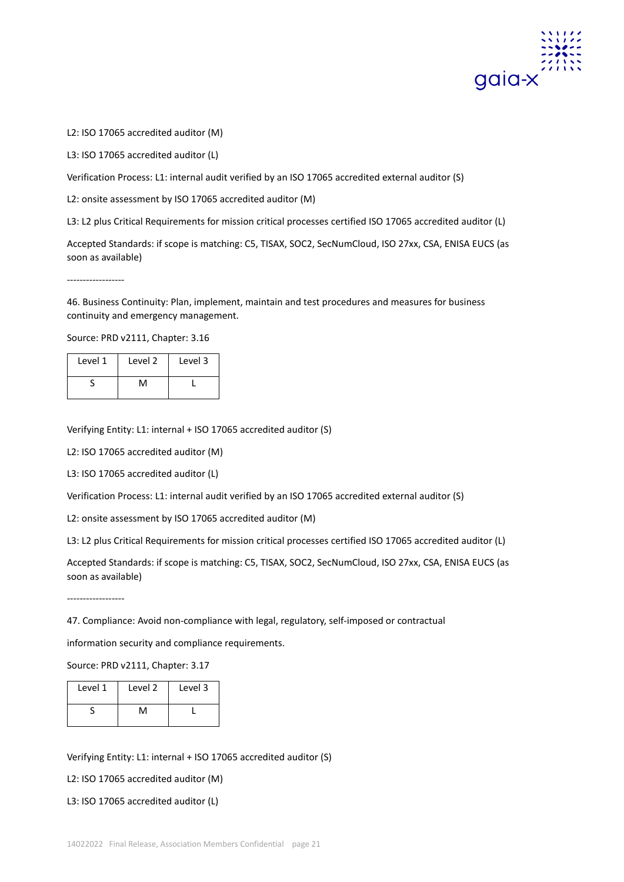L2: ISO 17065 accredited auditor (M)

L3: ISO 17065 accredited auditor (L)

Verification Process: L1: internal audit verified by an ISO 17065 accredited external auditor (S)

L2: onsite assessment by ISO 17065 accredited auditor (M)

L3: L2 plus Critical Requirements for mission critical processes certified ISO 17065 accredited auditor (L)

Accepted Standards: if scope is matching: C5, TISAX, SOC2, SecNumCloud, ISO 27xx, CSA, ENISA EUCS (as soon as available)

------------------

46. Business Continuity: Plan, implement, maintain and test procedures and measures for business continuity and emergency management.

Source: PRD v2111, Chapter: 3.16

| Level 1 | Level 2 | Level 3 |
|---|---|---|
| S | M | L |

Verifying Entity: L1: internal + ISO 17065 accredited auditor (S)

L2: ISO 17065 accredited auditor (M)

L3: ISO 17065 accredited auditor (L)

Verification Process: L1: internal audit verified by an ISO 17065 accredited external auditor (S)

L2: onsite assessment by ISO 17065 accredited auditor (M)

L3: L2 plus Critical Requirements for mission critical processes certified ISO 17065 accredited auditor (L)

Accepted Standards: if scope is matching: C5, TISAX, SOC2, SecNumCloud, ISO 27xx, CSA, ENISA EUCS (as soon as available)

------------------

47. Compliance: Avoid non-compliance with legal, regulatory, self-imposed or contractual

information security and compliance requirements.

Source: PRD v2111, Chapter: 3.17

| Level 1 | Level 2 | Level 3 |
|---|---|---|
| S | M | L |

Verifying Entity: L1: internal + ISO 17065 accredited auditor (S)

L2: ISO 17065 accredited auditor (M)

L3: ISO 17065 accredited auditor (L)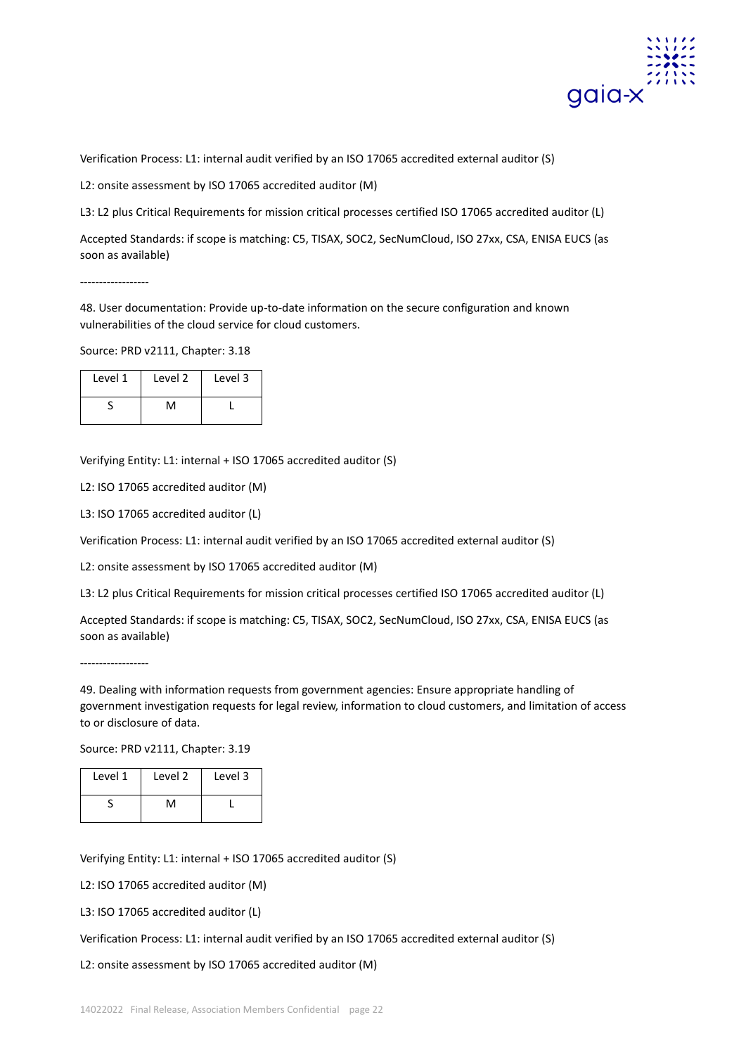Verification Process: L1: internal audit verified by an ISO 17065 accredited external auditor (S)

L2: onsite assessment by ISO 17065 accredited auditor (M)

L3: L2 plus Critical Requirements for mission critical processes certified ISO 17065 accredited auditor (L)

Accepted Standards: if scope is matching: C5, TISAX, SOC2, SecNumCloud, ISO 27xx, CSA, ENISA EUCS (as soon as available)

------------------

48. User documentation: Provide up-to-date information on the secure configuration and known vulnerabilities of the cloud service for cloud customers.

Source: PRD v2111, Chapter: 3.18

| Level 1 | Level 2 | Level 3 |
| --- | --- | --- |
| S | M | L |

Verifying Entity: L1: internal + ISO 17065 accredited auditor (S)

L2: ISO 17065 accredited auditor (M)

L3: ISO 17065 accredited auditor (L)

Verification Process: L1: internal audit verified by an ISO 17065 accredited external auditor (S)

L2: onsite assessment by ISO 17065 accredited auditor (M)

L3: L2 plus Critical Requirements for mission critical processes certified ISO 17065 accredited auditor (L)

Accepted Standards: if scope is matching: C5, TISAX, SOC2, SecNumCloud, ISO 27xx, CSA, ENISA EUCS (as soon as available)

------------------

49. Dealing with information requests from government agencies: Ensure appropriate handling of government investigation requests for legal review, information to cloud customers, and limitation of access to or disclosure of data.

Source: PRD v2111, Chapter: 3.19

| Level 1 | Level 2 | Level 3 |
| --- | --- | --- |
| S | M | L |

Verifying Entity: L1: internal + ISO 17065 accredited auditor (S)

L2: ISO 17065 accredited auditor (M)

L3: ISO 17065 accredited auditor (L)

Verification Process: L1: internal audit verified by an ISO 17065 accredited external auditor (S)

L2: onsite assessment by ISO 17065 accredited auditor (M)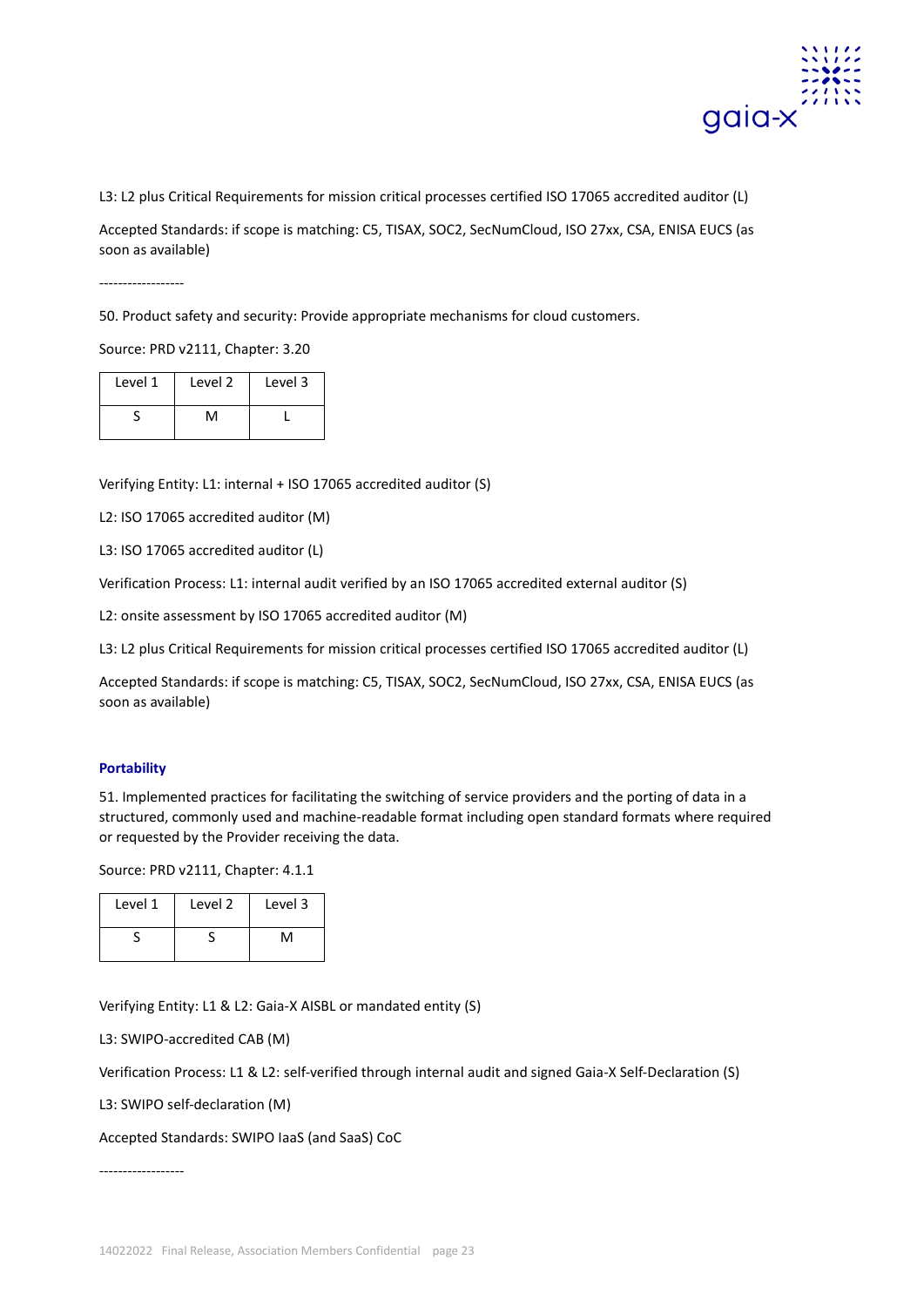L3: L2 plus Critical Requirements for mission critical processes certified ISO 17065 accredited auditor (L)

Accepted Standards: if scope is matching: C5, TISAX, SOC2, SecNumCloud, ISO 27xx, CSA, ENISA EUCS (as soon as available)

------------------

50. Product safety and security: Provide appropriate mechanisms for cloud customers.

Source: PRD v2111, Chapter: 3.20

| Level 1 | Level 2 | Level 3 |
|---|---|---|
| S | M | L |

Verifying Entity: L1: internal + ISO 17065 accredited auditor (S)

L2: ISO 17065 accredited auditor (M)

L3: ISO 17065 accredited auditor (L)

Verification Process: L1: internal audit verified by an ISO 17065 accredited external auditor (S)

L2: onsite assessment by ISO 17065 accredited auditor (M)

L3: L2 plus Critical Requirements for mission critical processes certified ISO 17065 accredited auditor (L)

Accepted Standards: if scope is matching: C5, TISAX, SOC2, SecNumCloud, ISO 27xx, CSA, ENISA EUCS (as soon as available)

**Portability**

51. Implemented practices for facilitating the switching of service providers and the porting of data in a structured, commonly used and machine-readable format including open standard formats where required or requested by the Provider receiving the data.

Source: PRD v2111, Chapter: 4.1.1

| Level 1 | Level 2 | Level 3 |
|---|---|---|
| S | S | M |

Verifying Entity: L1 & L2: Gaia-X AISBL or mandated entity (S)

L3: SWIPO-accredited CAB (M)

Verification Process: L1 & L2: self-verified through internal audit and signed Gaia-X Self-Declaration (S)

L3: SWIPO self-declaration (M)

Accepted Standards: SWIPO IaaS (and SaaS) CoC

------------------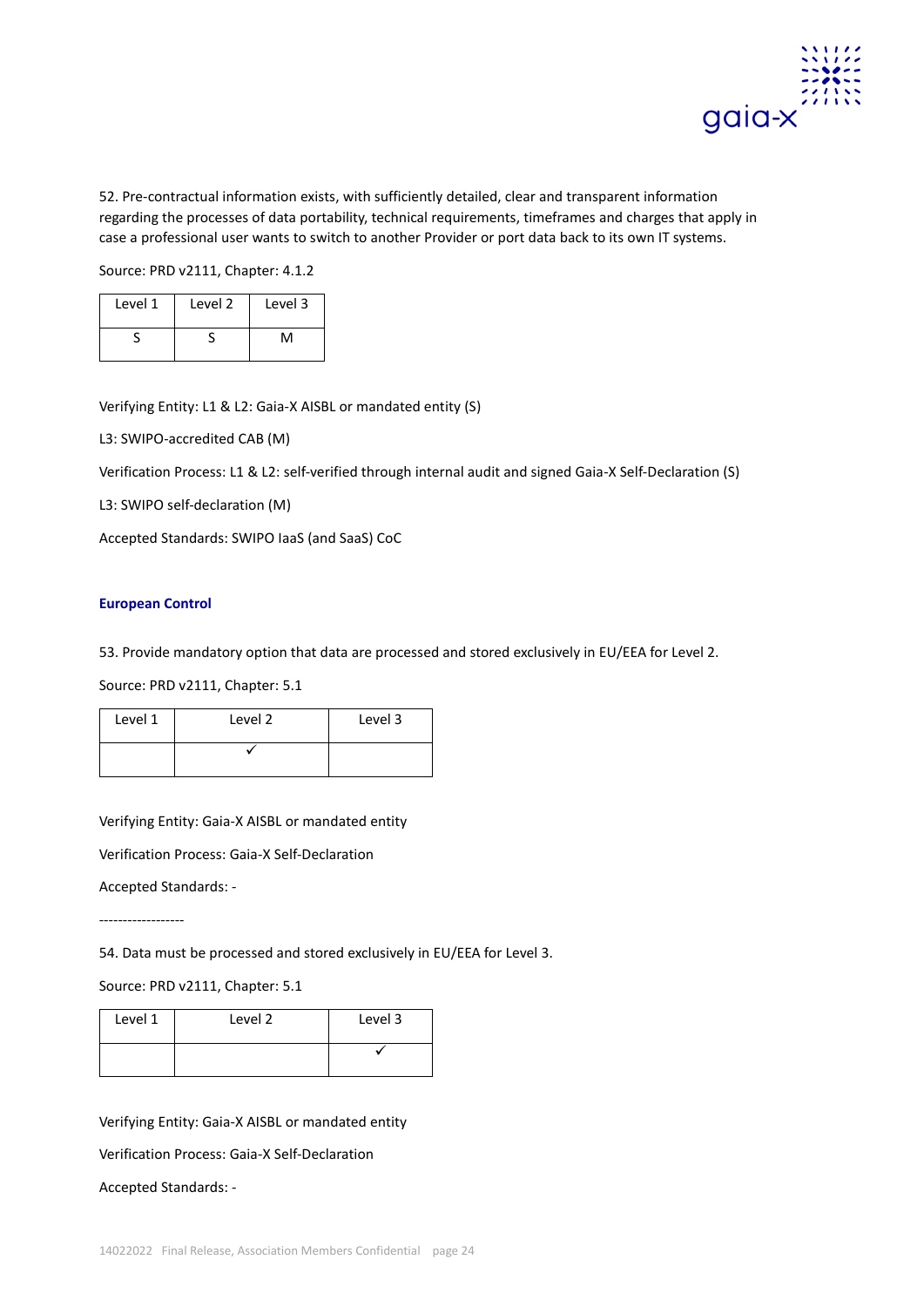52. Pre-contractual information exists, with sufficiently detailed, clear and transparent information regarding the processes of data portability, technical requirements, timeframes and charges that apply in case a professional user wants to switch to another Provider or port data back to its own IT systems.

Source: PRD v2111, Chapter: 4.1.2

| Level 1 | Level 2 | Level 3 |
| --- | --- | --- |
| S | S | M |

Verifying Entity: L1 & L2: Gaia-X AISBL or mandated entity (S)

L3: SWIPO-accredited CAB (M)

Verification Process: L1 & L2: self-verified through internal audit and signed Gaia-X Self-Declaration (S)

L3: SWIPO self-declaration (M)

Accepted Standards: SWIPO IaaS (and SaaS) CoC

### European Control

53. Provide mandatory option that data are processed and stored exclusively in EU/EEA for Level 2.

Source: PRD v2111, Chapter: 5.1

| Level 1 | Level 2 | Level 3 |
| --- | --- | --- |
| | ✓ | |

Verifying Entity: Gaia-X AISBL or mandated entity

Verification Process: Gaia-X Self-Declaration

Accepted Standards: -

------------------

54. Data must be processed and stored exclusively in EU/EEA for Level 3.

Source: PRD v2111, Chapter: 5.1

| Level 1 | Level 2 | Level 3 |
| --- | --- | --- |
| | | ✓ |

Verifying Entity: Gaia-X AISBL or mandated entity

Verification Process: Gaia-X Self-Declaration

Accepted Standards: -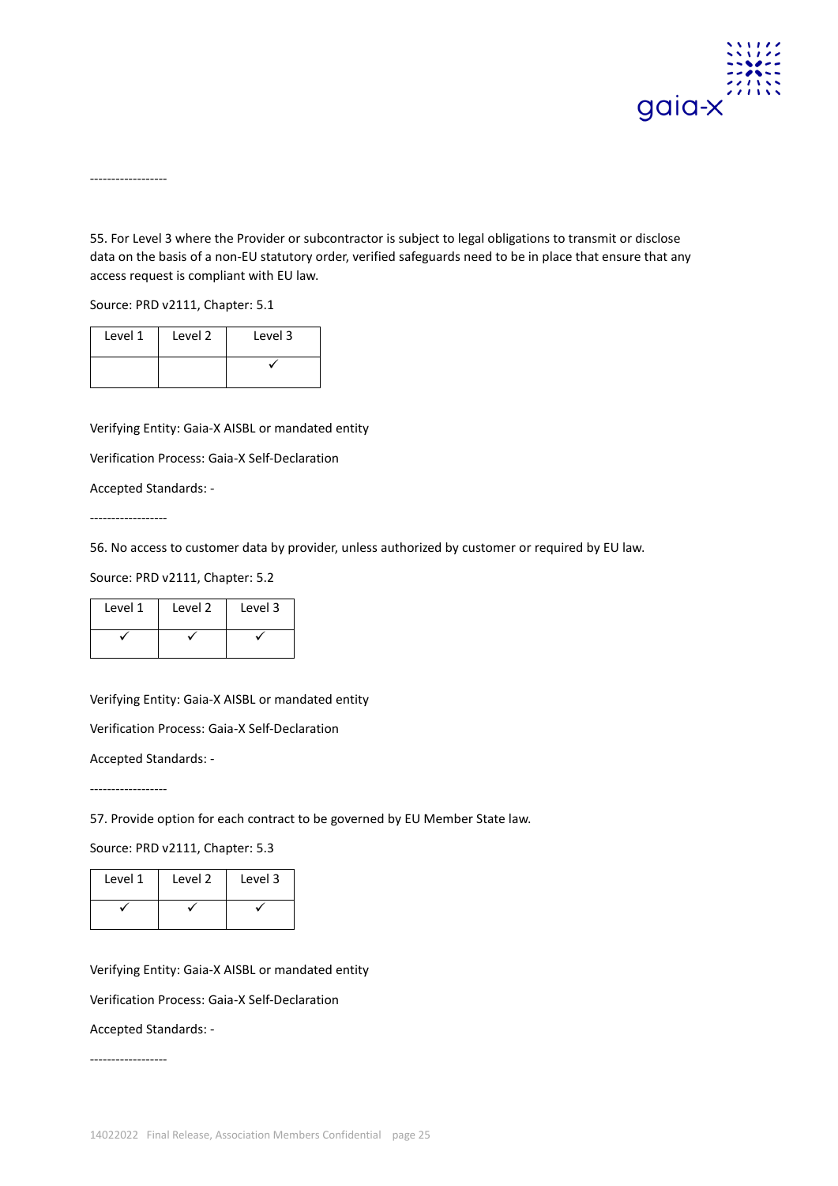------------------

55. For Level 3 where the Provider or subcontractor is subject to legal obligations to transmit or disclose data on the basis of a non-EU statutory order, verified safeguards need to be in place that ensure that any access request is compliant with EU law.

Source: PRD v2111, Chapter: 5.1

| Level 1 | Level 2 | Level 3 |
|---|---|---|
|  |  | ✓ |

Verifying Entity: Gaia-X AISBL or mandated entity

Verification Process: Gaia-X Self-Declaration

Accepted Standards: -

------------------

56. No access to customer data by provider, unless authorized by customer or required by EU law.

Source: PRD v2111, Chapter: 5.2

| Level 1 | Level 2 | Level 3 |
|---|---|---|
| ✓ | ✓ | ✓ |

Verifying Entity: Gaia-X AISBL or mandated entity

Verification Process: Gaia-X Self-Declaration

Accepted Standards: -

------------------

57. Provide option for each contract to be governed by EU Member State law.

Source: PRD v2111, Chapter: 5.3

| Level 1 | Level 2 | Level 3 |
|---|---|---|
| ✓ | ✓ | ✓ |

Verifying Entity: Gaia-X AISBL or mandated entity

Verification Process: Gaia-X Self-Declaration

Accepted Standards: -

------------------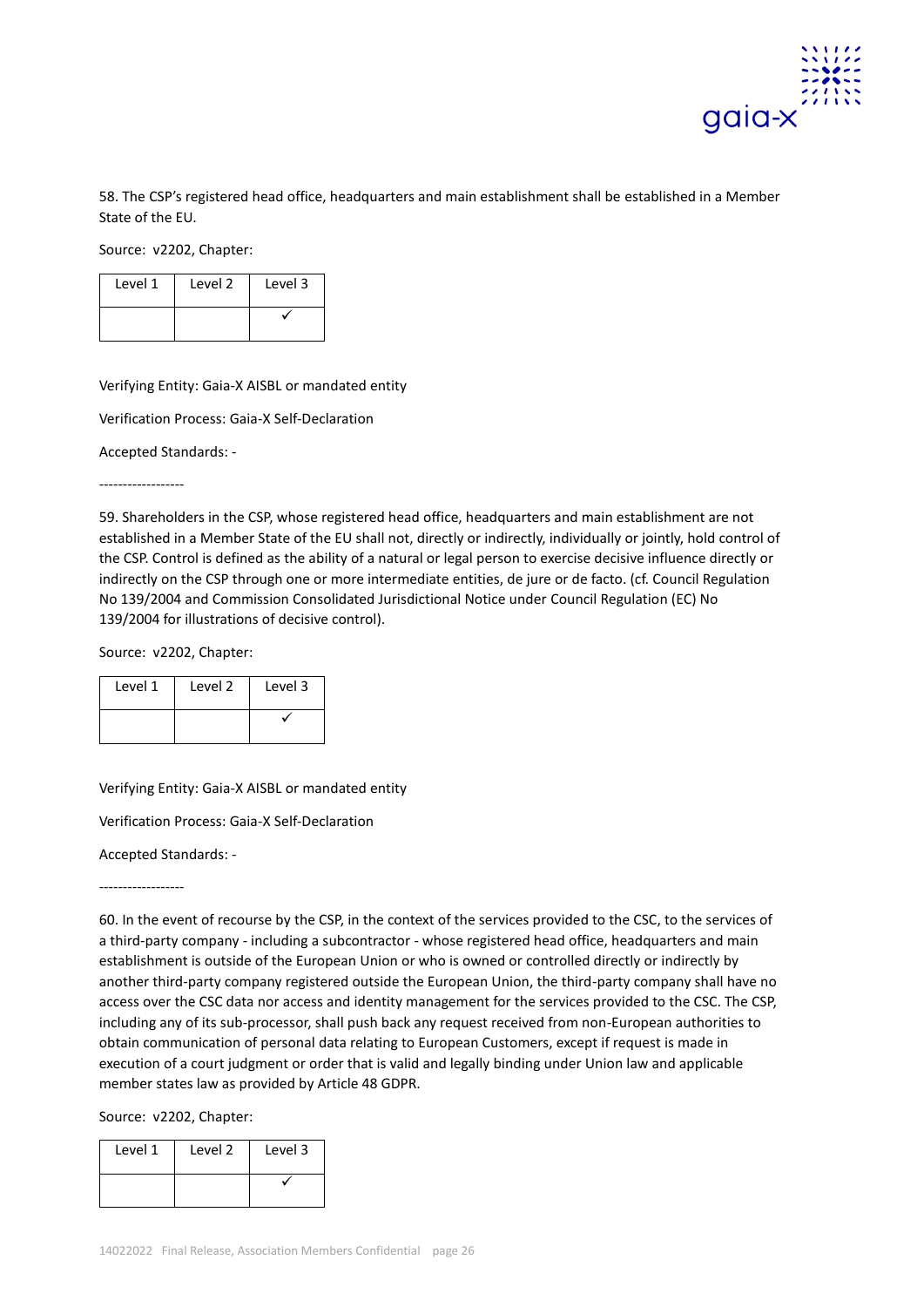58. The CSP's registered head office, headquarters and main establishment shall be established in a Member State of the EU.

Source: v2202, Chapter:

| Level 1 | Level 2 | Level 3 |
|---|---|---|
| | | ✓ |

Verifying Entity: Gaia-X AISBL or mandated entity

Verification Process: Gaia-X Self-Declaration

Accepted Standards: -

------------------

59. Shareholders in the CSP, whose registered head office, headquarters and main establishment are not established in a Member State of the EU shall not, directly or indirectly, individually or jointly, hold control of the CSP. Control is defined as the ability of a natural or legal person to exercise decisive influence directly or indirectly on the CSP through one or more intermediate entities, de jure or de facto. (cf. Council Regulation No 139/2004 and Commission Consolidated Jurisdictional Notice under Council Regulation (EC) No 139/2004 for illustrations of decisive control).

Source: v2202, Chapter:

| Level 1 | Level 2 | Level 3 |
|---|---|---|
| | | ✓ |

Verifying Entity: Gaia-X AISBL or mandated entity

Verification Process: Gaia-X Self-Declaration

Accepted Standards: -

------------------

60. In the event of recourse by the CSP, in the context of the services provided to the CSC, to the services of a third-party company - including a subcontractor - whose registered head office, headquarters and main establishment is outside of the European Union or who is owned or controlled directly or indirectly by another third-party company registered outside the European Union, the third-party company shall have no access over the CSC data nor access and identity management for the services provided to the CSC. The CSP, including any of its sub-processor, shall push back any request received from non-European authorities to obtain communication of personal data relating to European Customers, except if request is made in execution of a court judgment or order that is valid and legally binding under Union law and applicable member states law as provided by Article 48 GDPR.

Source: v2202, Chapter:

| Level 1 | Level 2 | Level 3 |
|---|---|---|
| | | ✓ |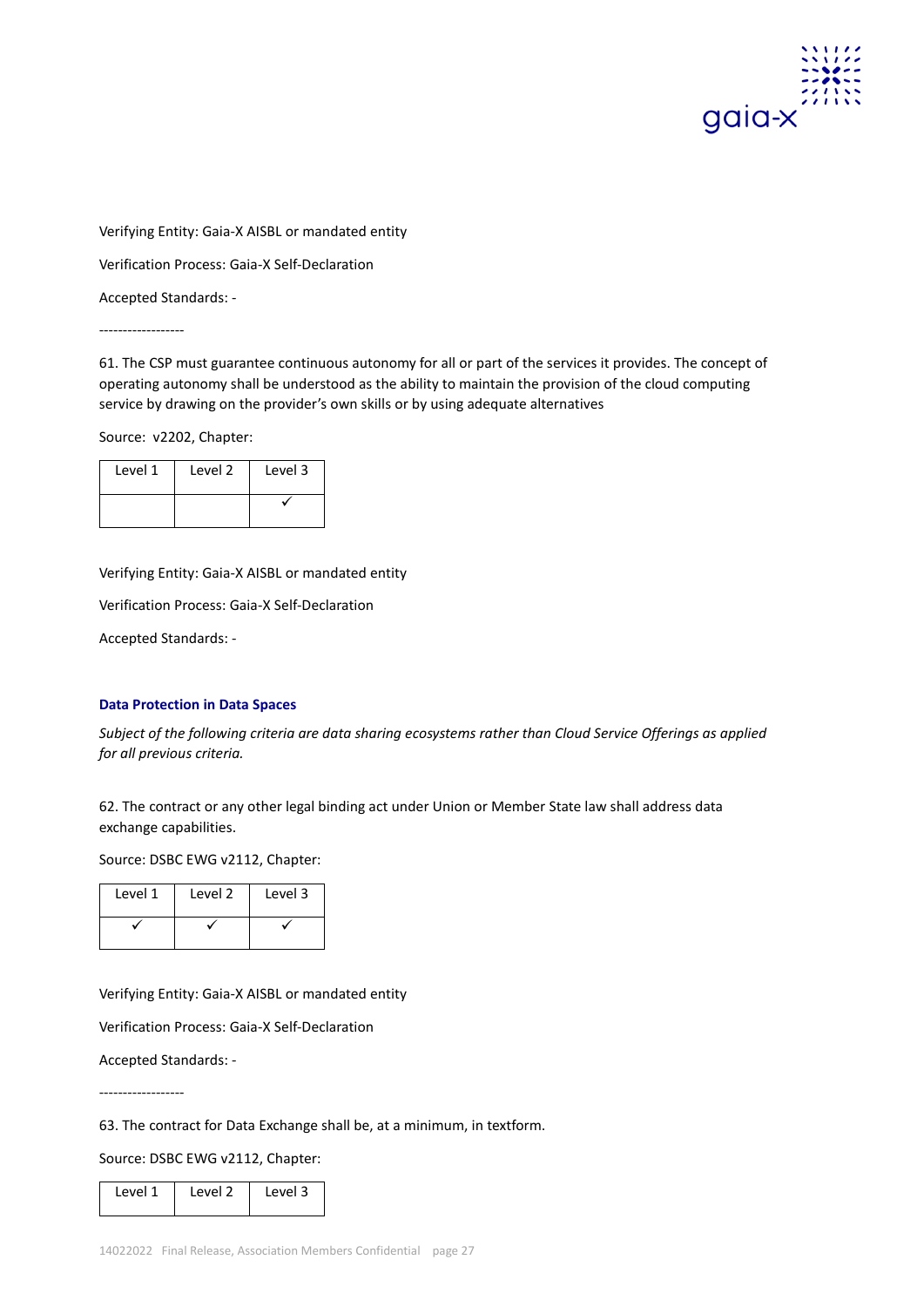Verifying Entity: Gaia-X AISBL or mandated entity

Verification Process: Gaia-X Self-Declaration

Accepted Standards: -

------------------

61. The CSP must guarantee continuous autonomy for all or part of the services it provides. The concept of operating autonomy shall be understood as the ability to maintain the provision of the cloud computing service by drawing on the provider's own skills or by using adequate alternatives

Source: v2202, Chapter:

| Level 1 | Level 2 | Level 3 |
|---|---|---|
| | | ✓ |

Verifying Entity: Gaia-X AISBL or mandated entity

Verification Process: Gaia-X Self-Declaration

Accepted Standards: -

### Data Protection in Data Spaces

*Subject of the following criteria are data sharing ecosystems rather than Cloud Service Offerings as applied for all previous criteria.*

62. The contract or any other legal binding act under Union or Member State law shall address data exchange capabilities.

Source: DSBC EWG v2112, Chapter:

| Level 1 | Level 2 | Level 3 |
|---|---|---|
| ✓ | ✓ | ✓ |

Verifying Entity: Gaia-X AISBL or mandated entity

Verification Process: Gaia-X Self-Declaration

Accepted Standards: -

------------------

63. The contract for Data Exchange shall be, at a minimum, in textform.

Source: DSBC EWG v2112, Chapter:

| Level 1 | Level 2 | Level 3 |
|---|---|---|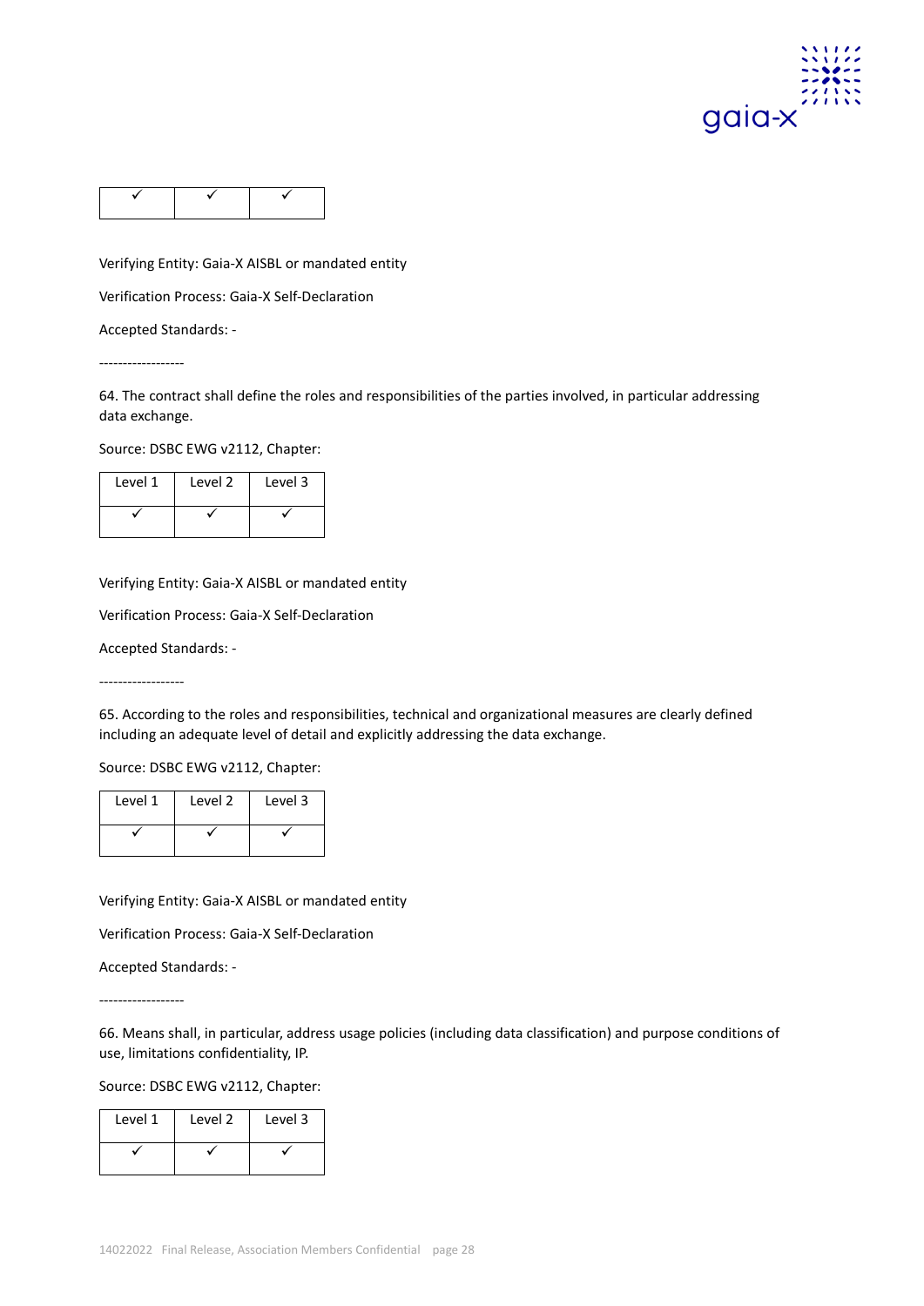| ✓ | ✓ | ✓ |
|---|---|---|

Verifying Entity: Gaia-X AISBL or mandated entity

Verification Process: Gaia-X Self-Declaration

Accepted Standards: -

------------------

64. The contract shall define the roles and responsibilities of the parties involved, in particular addressing data exchange.

Source: DSBC EWG v2112, Chapter:

| Level 1 | Level 2 | Level 3 |
|---|---|---|
| ✓ | ✓ | ✓ |

Verifying Entity: Gaia-X AISBL or mandated entity

Verification Process: Gaia-X Self-Declaration

Accepted Standards: -

------------------

65. According to the roles and responsibilities, technical and organizational measures are clearly defined including an adequate level of detail and explicitly addressing the data exchange.

Source: DSBC EWG v2112, Chapter:

| Level 1 | Level 2 | Level 3 |
|---|---|---|
| ✓ | ✓ | ✓ |

Verifying Entity: Gaia-X AISBL or mandated entity

Verification Process: Gaia-X Self-Declaration

Accepted Standards: -

------------------

66. Means shall, in particular, address usage policies (including data classification) and purpose conditions of use, limitations confidentiality, IP.

Source: DSBC EWG v2112, Chapter:

| Level 1 | Level 2 | Level 3 |
|---|---|---|
| ✓ | ✓ | ✓ |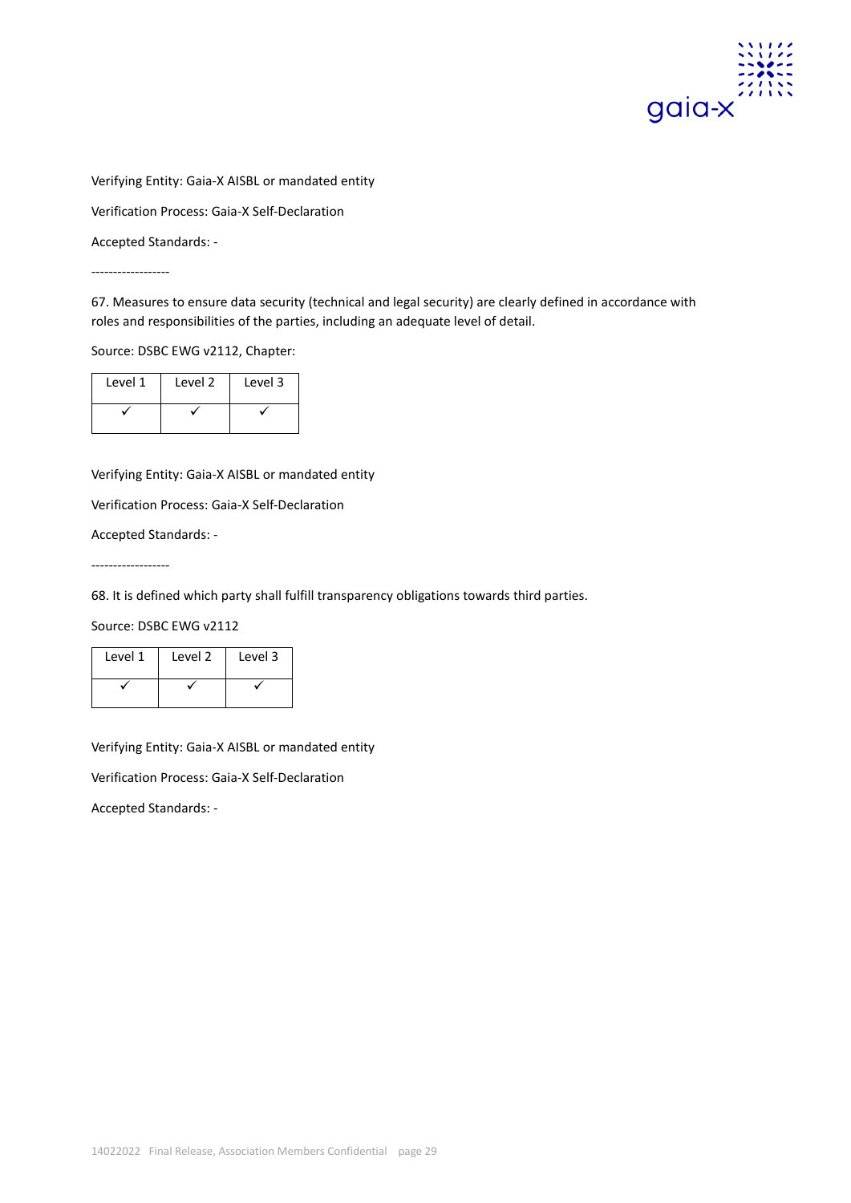Verifying Entity: Gaia-X AISBL or mandated entity

Verification Process: Gaia-X Self-Declaration

Accepted Standards: -

------------------

67. Measures to ensure data security (technical and legal security) are clearly defined in accordance with roles and responsibilities of the parties, including an adequate level of detail.

Source: DSBC EWG v2112, Chapter:

| Level 1 | Level 2 | Level 3 |
|---|---|---|
| ✓ | ✓ | ✓ |

Verifying Entity: Gaia-X AISBL or mandated entity

Verification Process: Gaia-X Self-Declaration

Accepted Standards: -

------------------

68. It is defined which party shall fulfill transparency obligations towards third parties.

Source: DSBC EWG v2112

| Level 1 | Level 2 | Level 3 |
|---|---|---|
| ✓ | ✓ | ✓ |

Verifying Entity: Gaia-X AISBL or mandated entity

Verification Process: Gaia-X Self-Declaration

Accepted Standards: -